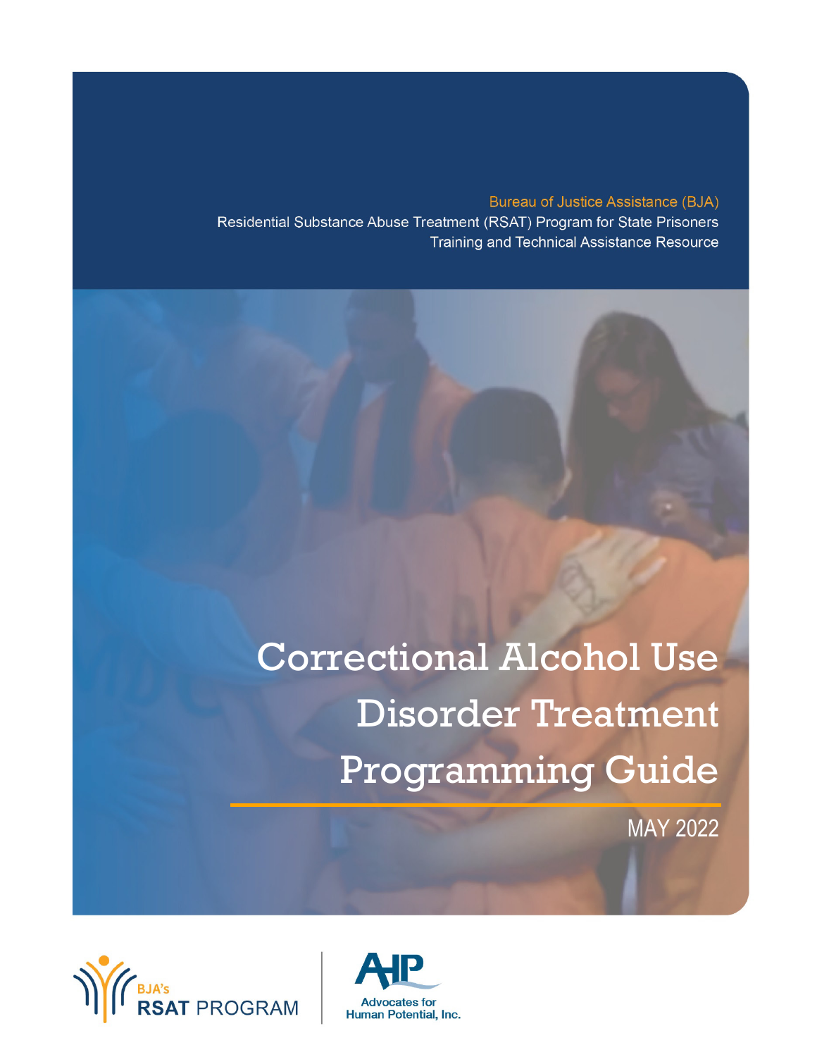Bureau of Justice Assistance (BJA)

Residential Substance Abuse Treatment (RSAT) Program for State Prisoners

Training and Technical Assistance Resource

# Correctional Alcohol Use Disorder Treatment Programming Guide

MAY 2022

BJA's RSAT PROGRAM

AHP Advocates for Human Potential, Inc.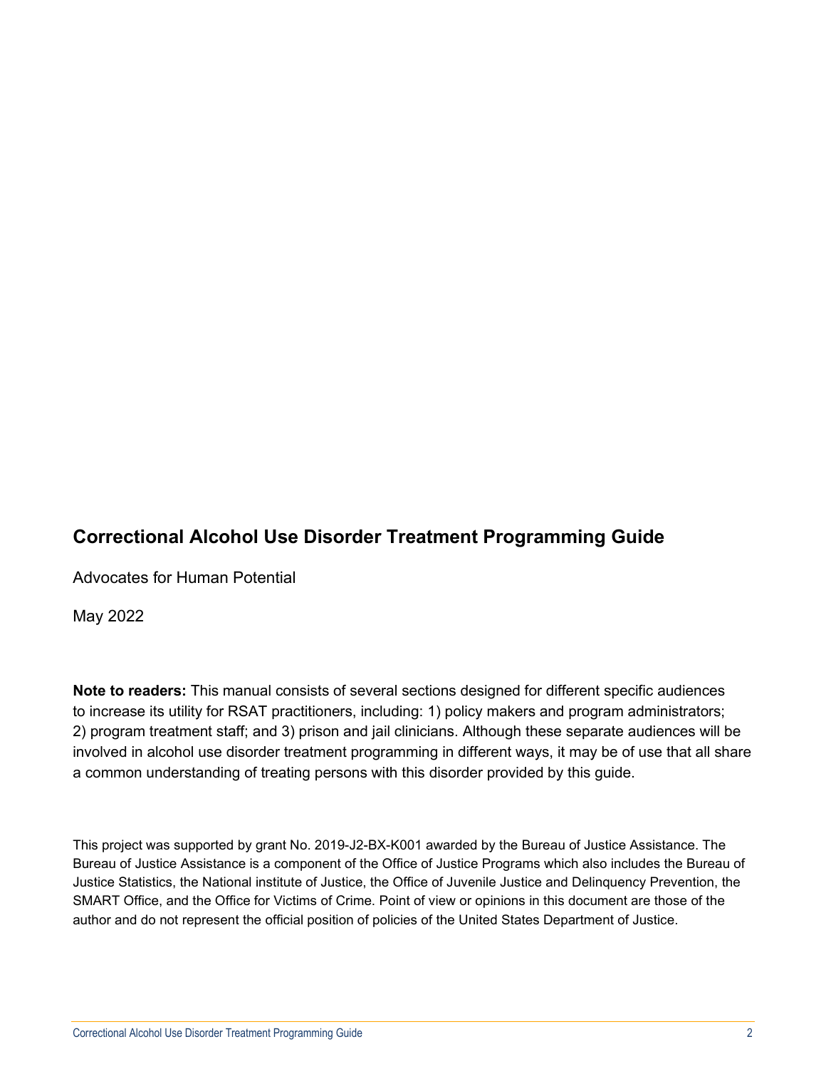# Correctional Alcohol Use Disorder Treatment Programming Guide

Advocates for Human Potential

May 2022

**Note to readers:** This manual consists of several sections designed for different specific audiences to increase its utility for RSAT practitioners, including: 1) policy makers and program administrators; 2) program treatment staff; and 3) prison and jail clinicians. Although these separate audiences will be involved in alcohol use disorder treatment programming in different ways, it may be of use that all share a common understanding of treating persons with this disorder provided by this guide.

This project was supported by grant No. 2019-J2-BX-K001 awarded by the Bureau of Justice Assistance. The Bureau of Justice Assistance is a component of the Office of Justice Programs which also includes the Bureau of Justice Statistics, the National institute of Justice, the Office of Juvenile Justice and Delinquency Prevention, the SMART Office, and the Office for Victims of Crime. Point of view or opinions in this document are those of the author and do not represent the official position of policies of the United States Department of Justice.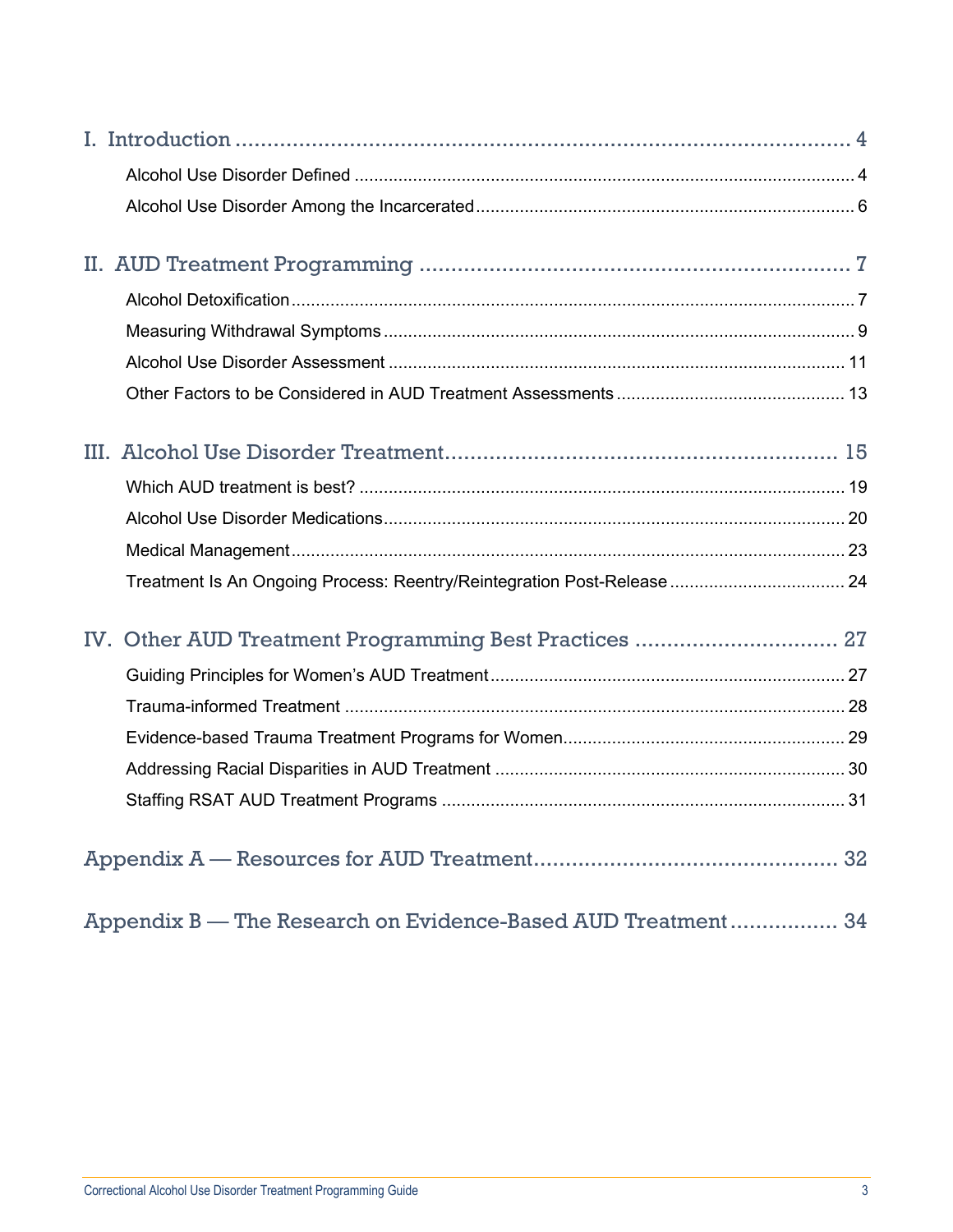I. Introduction ........................................................................................ 4

- Alcohol Use Disorder Defined ........................................................................................ 4
- Alcohol Use Disorder Among the Incarcerated ........................................................................................ 6

II. AUD Treatment Programming ........................................................................................ 7

- Alcohol Detoxification ........................................................................................ 7
- Measuring Withdrawal Symptoms ........................................................................................ 9
- Alcohol Use Disorder Assessment ........................................................................................ 11
- Other Factors to be Considered in AUD Treatment Assessments ........................................................................................ 13

III. Alcohol Use Disorder Treatment ........................................................................................ 15

- Which AUD treatment is best? ........................................................................................ 19
- Alcohol Use Disorder Medications ........................................................................................ 20
- Medical Management ........................................................................................ 23
- Treatment Is An Ongoing Process: Reentry/Reintegration Post-Release ........................................................................................ 24

IV. Other AUD Treatment Programming Best Practices ........................................................................................ 27

- Guiding Principles for Women's AUD Treatment ........................................................................................ 27
- Trauma-informed Treatment ........................................................................................ 28
- Evidence-based Trauma Treatment Programs for Women ........................................................................................ 29
- Addressing Racial Disparities in AUD Treatment ........................................................................................ 30
- Staffing RSAT AUD Treatment Programs ........................................................................................ 31

Appendix A — Resources for AUD Treatment ........................................................................................ 32

Appendix B — The Research on Evidence-Based AUD Treatment ........................................................................................ 34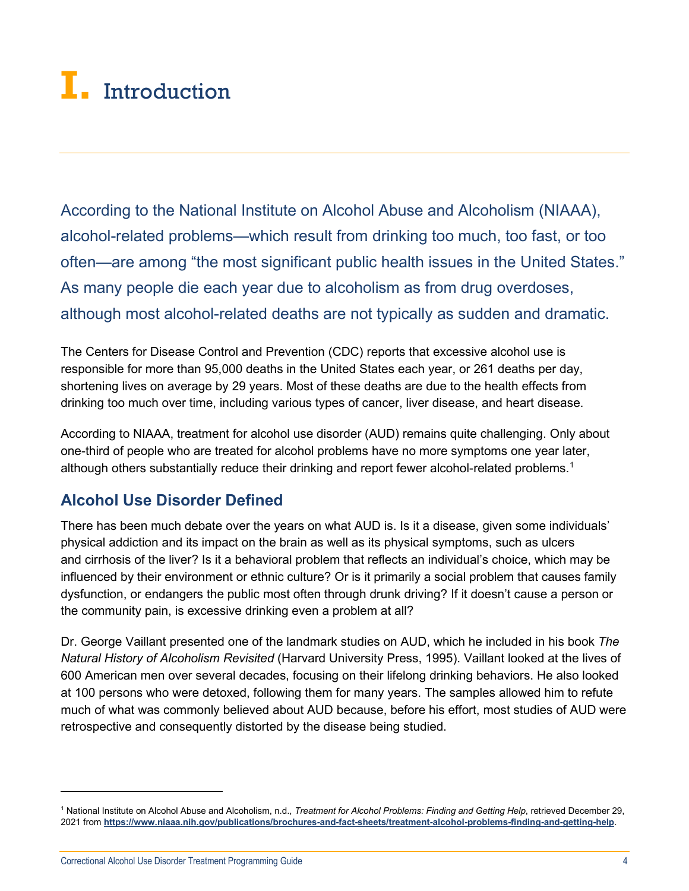# I. Introduction

According to the National Institute on Alcohol Abuse and Alcoholism (NIAAA), alcohol-related problems—which result from drinking too much, too fast, or too often—are among “the most significant public health issues in the United States.” As many people die each year due to alcoholism as from drug overdoses, although most alcohol-related deaths are not typically as sudden and dramatic.

The Centers for Disease Control and Prevention (CDC) reports that excessive alcohol use is responsible for more than 95,000 deaths in the United States each year, or 261 deaths per day, shortening lives on average by 29 years. Most of these deaths are due to the health effects from drinking too much over time, including various types of cancer, liver disease, and heart disease.

According to NIAAA, treatment for alcohol use disorder (AUD) remains quite challenging. Only about one-third of people who are treated for alcohol problems have no more symptoms one year later, although others substantially reduce their drinking and report fewer alcohol-related problems.[1]

## Alcohol Use Disorder Defined

There has been much debate over the years on what AUD is. Is it a disease, given some individuals’ physical addiction and its impact on the brain as well as its physical symptoms, such as ulcers and cirrhosis of the liver? Is it a behavioral problem that reflects an individual’s choice, which may be influenced by their environment or ethnic culture? Or is it primarily a social problem that causes family dysfunction, or endangers the public most often through drunk driving? If it doesn’t cause a person or the community pain, is excessive drinking even a problem at all?

Dr. George Vaillant presented one of the landmark studies on AUD, which he included in his book *The Natural History of Alcoholism Revisited* (Harvard University Press, 1995). Vaillant looked at the lives of 600 American men over several decades, focusing on their lifelong drinking behaviors. He also looked at 100 persons who were detoxed, following them for many years. The samples allowed him to refute much of what was commonly believed about AUD because, before his effort, most studies of AUD were retrospective and consequently distorted by the disease being studied.

---

[1] National Institute on Alcohol Abuse and Alcoholism, n.d., *Treatment for Alcohol Problems: Finding and Getting Help*, retrieved December 29, 2021 from **https://www.niaaa.nih.gov/publications/brochures-and-fact-sheets/treatment-alcohol-problems-finding-and-getting-help**.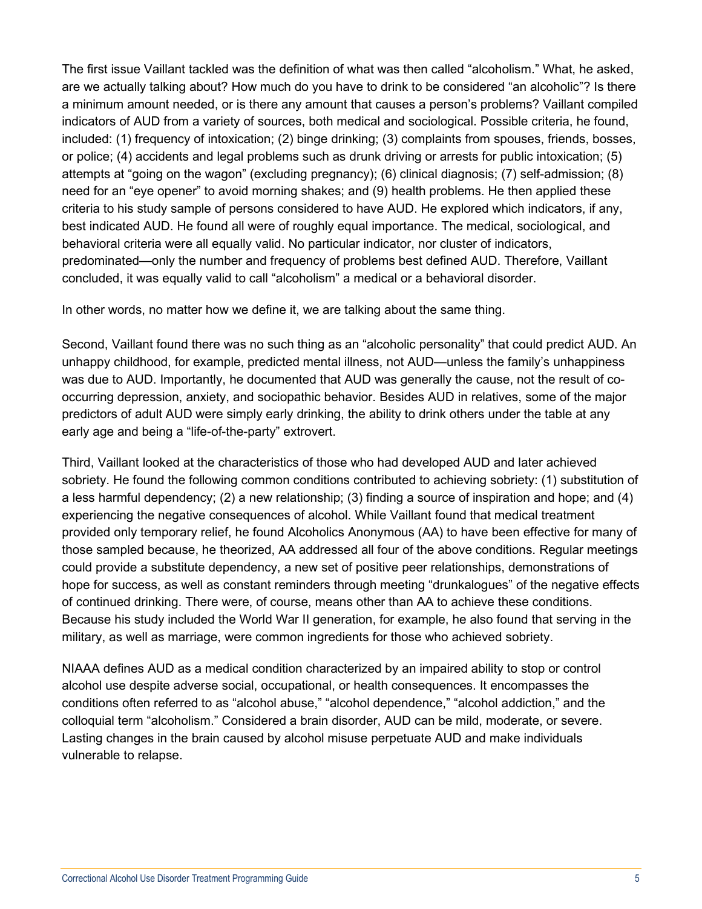The first issue Vaillant tackled was the definition of what was then called "alcoholism." What, he asked, are we actually talking about? How much do you have to drink to be considered "an alcoholic"? Is there a minimum amount needed, or is there any amount that causes a person's problems? Vaillant compiled indicators of AUD from a variety of sources, both medical and sociological. Possible criteria, he found, included: (1) frequency of intoxication; (2) binge drinking; (3) complaints from spouses, friends, bosses, or police; (4) accidents and legal problems such as drunk driving or arrests for public intoxication; (5) attempts at "going on the wagon" (excluding pregnancy); (6) clinical diagnosis; (7) self-admission; (8) need for an "eye opener" to avoid morning shakes; and (9) health problems. He then applied these criteria to his study sample of persons considered to have AUD. He explored which indicators, if any, best indicated AUD. He found all were of roughly equal importance. The medical, sociological, and behavioral criteria were all equally valid. No particular indicator, nor cluster of indicators, predominated—only the number and frequency of problems best defined AUD. Therefore, Vaillant concluded, it was equally valid to call "alcoholism" a medical or a behavioral disorder.

In other words, no matter how we define it, we are talking about the same thing.

Second, Vaillant found there was no such thing as an "alcoholic personality" that could predict AUD. An unhappy childhood, for example, predicted mental illness, not AUD—unless the family's unhappiness was due to AUD. Importantly, he documented that AUD was generally the cause, not the result of co-occurring depression, anxiety, and sociopathic behavior. Besides AUD in relatives, some of the major predictors of adult AUD were simply early drinking, the ability to drink others under the table at any early age and being a "life-of-the-party" extrovert.

Third, Vaillant looked at the characteristics of those who had developed AUD and later achieved sobriety. He found the following common conditions contributed to achieving sobriety: (1) substitution of a less harmful dependency; (2) a new relationship; (3) finding a source of inspiration and hope; and (4) experiencing the negative consequences of alcohol. While Vaillant found that medical treatment provided only temporary relief, he found Alcoholics Anonymous (AA) to have been effective for many of those sampled because, he theorized, AA addressed all four of the above conditions. Regular meetings could provide a substitute dependency, a new set of positive peer relationships, demonstrations of hope for success, as well as constant reminders through meeting "drunkalogues" of the negative effects of continued drinking. There were, of course, means other than AA to achieve these conditions. Because his study included the World War II generation, for example, he also found that serving in the military, as well as marriage, were common ingredients for those who achieved sobriety.

NIAAA defines AUD as a medical condition characterized by an impaired ability to stop or control alcohol use despite adverse social, occupational, or health consequences. It encompasses the conditions often referred to as "alcohol abuse," "alcohol dependence," "alcohol addiction," and the colloquial term "alcoholism." Considered a brain disorder, AUD can be mild, moderate, or severe. Lasting changes in the brain caused by alcohol misuse perpetuate AUD and make individuals vulnerable to relapse.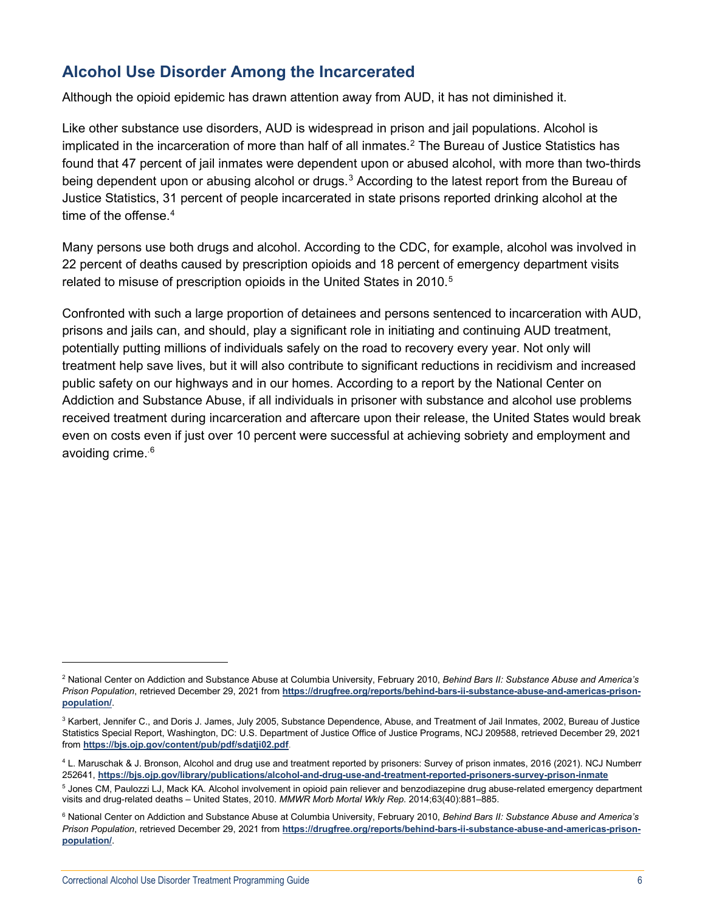## Alcohol Use Disorder Among the Incarcerated

Although the opioid epidemic has drawn attention away from AUD, it has not diminished it.

Like other substance use disorders, AUD is widespread in prison and jail populations. Alcohol is implicated in the incarceration of more than half of all inmates.[2] The Bureau of Justice Statistics has found that 47 percent of jail inmates were dependent upon or abused alcohol, with more than two-thirds being dependent upon or abusing alcohol or drugs.[3] According to the latest report from the Bureau of Justice Statistics, 31 percent of people incarcerated in state prisons reported drinking alcohol at the time of the offense.[4]

Many persons use both drugs and alcohol. According to the CDC, for example, alcohol was involved in 22 percent of deaths caused by prescription opioids and 18 percent of emergency department visits related to misuse of prescription opioids in the United States in 2010.[5]

Confronted with such a large proportion of detainees and persons sentenced to incarceration with AUD, prisons and jails can, and should, play a significant role in initiating and continuing AUD treatment, potentially putting millions of individuals safely on the road to recovery every year. Not only will treatment help save lives, but it will also contribute to significant reductions in recidivism and increased public safety on our highways and in our homes. According to a report by the National Center on Addiction and Substance Abuse, if all individuals in prisoner with substance and alcohol use problems received treatment during incarceration and aftercare upon their release, the United States would break even on costs even if just over 10 percent were successful at achieving sobriety and employment and avoiding crime.[6]

---

[2] National Center on Addiction and Substance Abuse at Columbia University, February 2010, *Behind Bars II: Substance Abuse and America's Prison Population*, retrieved December 29, 2021 from **https://drugfree.org/reports/behind-bars-ii-substance-abuse-and-americas-prison-population/**.

[3] Karbert, Jennifer C., and Doris J. James, July 2005, Substance Dependence, Abuse, and Treatment of Jail Inmates, 2002, Bureau of Justice Statistics Special Report, Washington, DC: U.S. Department of Justice Office of Justice Programs, NCJ 209588, retrieved December 29, 2021 from **https://bjs.ojp.gov/content/pub/pdf/sdatji02.pdf**.

[4] L. Maruschak & J. Bronson, Alcohol and drug use and treatment reported by prisoners: Survey of prison inmates, 2016 (2021). NCJ Numberr 252641, **https://bjs.ojp.gov/library/publications/alcohol-and-drug-use-and-treatment-reported-prisoners-survey-prison-inmate**

[5] Jones CM, Paulozzi LJ, Mack KA. Alcohol involvement in opioid pain reliever and benzodiazepine drug abuse-related emergency department visits and drug-related deaths – United States, 2010. *MMWR Morb Mortal Wkly Rep.* 2014;63(40):881–885.

[6] National Center on Addiction and Substance Abuse at Columbia University, February 2010, *Behind Bars II: Substance Abuse and America's Prison Population*, retrieved December 29, 2021 from **https://drugfree.org/reports/behind-bars-ii-substance-abuse-and-americas-prison-population/**.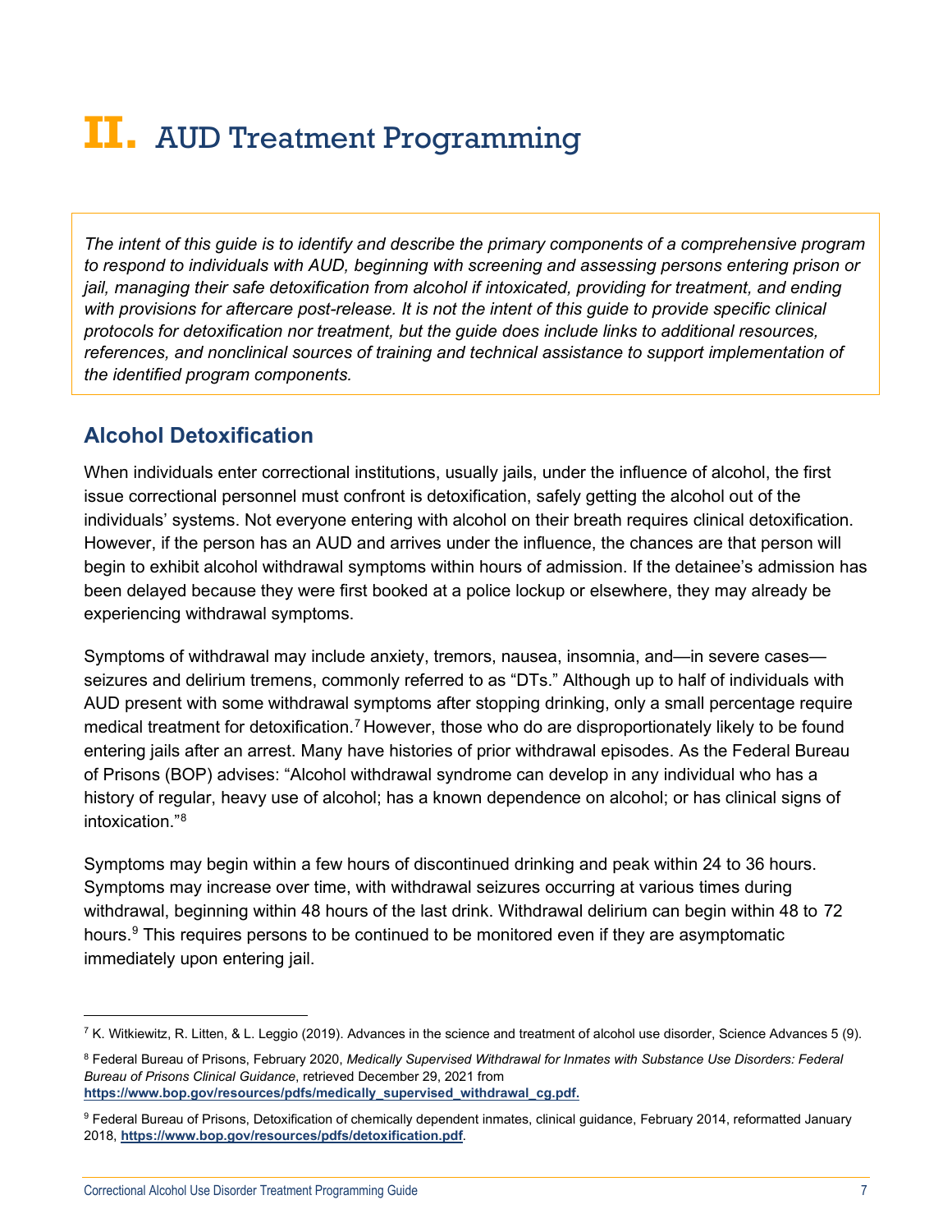# II. AUD Treatment Programming

*The intent of this guide is to identify and describe the primary components of a comprehensive program to respond to individuals with AUD, beginning with screening and assessing persons entering prison or jail, managing their safe detoxification from alcohol if intoxicated, providing for treatment, and ending with provisions for aftercare post-release. It is not the intent of this guide to provide specific clinical protocols for detoxification nor treatment, but the guide does include links to additional resources, references, and nonclinical sources of training and technical assistance to support implementation of the identified program components.*

## Alcohol Detoxification

When individuals enter correctional institutions, usually jails, under the influence of alcohol, the first issue correctional personnel must confront is detoxification, safely getting the alcohol out of the individuals' systems. Not everyone entering with alcohol on their breath requires clinical detoxification. However, if the person has an AUD and arrives under the influence, the chances are that person will begin to exhibit alcohol withdrawal symptoms within hours of admission. If the detainee's admission has been delayed because they were first booked at a police lockup or elsewhere, they may already be experiencing withdrawal symptoms.

Symptoms of withdrawal may include anxiety, tremors, nausea, insomnia, and—in severe cases—seizures and delirium tremens, commonly referred to as "DTs." Although up to half of individuals with AUD present with some withdrawal symptoms after stopping drinking, only a small percentage require medical treatment for detoxification.[7] However, those who do are disproportionately likely to be found entering jails after an arrest. Many have histories of prior withdrawal episodes. As the Federal Bureau of Prisons (BOP) advises: "Alcohol withdrawal syndrome can develop in any individual who has a history of regular, heavy use of alcohol; has a known dependence on alcohol; or has clinical signs of intoxication."[8]

Symptoms may begin within a few hours of discontinued drinking and peak within 24 to 36 hours. Symptoms may increase over time, with withdrawal seizures occurring at various times during withdrawal, beginning within 48 hours of the last drink. Withdrawal delirium can begin within 48 to 72 hours.[9] This requires persons to be continued to be monitored even if they are asymptomatic immediately upon entering jail.

---

[7] K. Witkiewitz, R. Litten, & L. Leggio (2019). Advances in the science and treatment of alcohol use disorder, Science Advances 5 (9).

[8] Federal Bureau of Prisons, February 2020, *Medically Supervised Withdrawal for Inmates with Substance Use Disorders: Federal Bureau of Prisons Clinical Guidance*, retrieved December 29, 2021 from **https://www.bop.gov/resources/pdfs/medically_supervised_withdrawal_cg.pdf.**

[9] Federal Bureau of Prisons, Detoxification of chemically dependent inmates, clinical guidance, February 2014, reformatted January 2018, **https://www.bop.gov/resources/pdfs/detoxification.pdf**.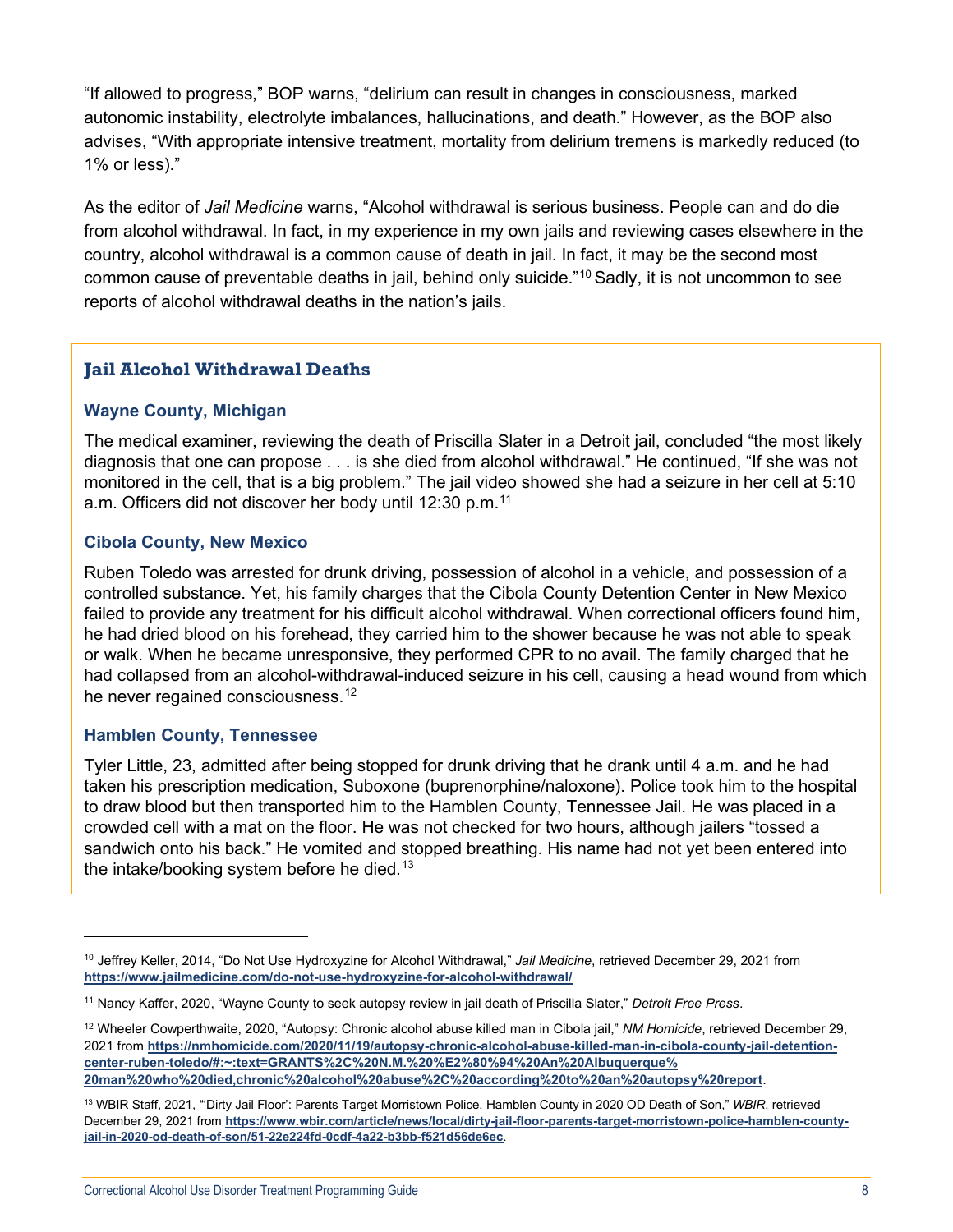"If allowed to progress," BOP warns, "delirium can result in changes in consciousness, marked autonomic instability, electrolyte imbalances, hallucinations, and death." However, as the BOP also advises, "With appropriate intensive treatment, mortality from delirium tremens is markedly reduced (to 1% or less)."

As the editor of *Jail Medicine* warns, "Alcohol withdrawal is serious business. People can and do die from alcohol withdrawal. In fact, in my experience in my own jails and reviewing cases elsewhere in the country, alcohol withdrawal is a common cause of death in jail. In fact, it may be the second most common cause of preventable deaths in jail, behind only suicide."[10] Sadly, it is not uncommon to see reports of alcohol withdrawal deaths in the nation's jails.

### Jail Alcohol Withdrawal Deaths

#### Wayne County, Michigan

The medical examiner, reviewing the death of Priscilla Slater in a Detroit jail, concluded "the most likely diagnosis that one can propose . . . is she died from alcohol withdrawal." He continued, "If she was not monitored in the cell, that is a big problem." The jail video showed she had a seizure in her cell at 5:10 a.m. Officers did not discover her body until 12:30 p.m.[11]

#### Cibola County, New Mexico

Ruben Toledo was arrested for drunk driving, possession of alcohol in a vehicle, and possession of a controlled substance. Yet, his family charges that the Cibola County Detention Center in New Mexico failed to provide any treatment for his difficult alcohol withdrawal. When correctional officers found him, he had dried blood on his forehead, they carried him to the shower because he was not able to speak or walk. When he became unresponsive, they performed CPR to no avail. The family charged that he had collapsed from an alcohol-withdrawal-induced seizure in his cell, causing a head wound from which he never regained consciousness.[12]

#### Hamblen County, Tennessee

Tyler Little, 23, admitted after being stopped for drunk driving that he drank until 4 a.m. and he had taken his prescription medication, Suboxone (buprenorphine/naloxone). Police took him to the hospital to draw blood but then transported him to the Hamblen County, Tennessee Jail. He was placed in a crowded cell with a mat on the floor. He was not checked for two hours, although jailers "tossed a sandwich onto his back." He vomited and stopped breathing. His name had not yet been entered into the intake/booking system before he died.[13]

---

[10] Jeffrey Keller, 2014, "Do Not Use Hydroxyzine for Alcohol Withdrawal," *Jail Medicine*, retrieved December 29, 2021 from **https://www.jailmedicine.com/do-not-use-hydroxyzine-for-alcohol-withdrawal/**

[11] Nancy Kaffer, 2020, "Wayne County to seek autopsy review in jail death of Priscilla Slater," *Detroit Free Press*.

[12] Wheeler Cowperthwaite, 2020, "Autopsy: Chronic alcohol abuse killed man in Cibola jail," *NM Homicide*, retrieved December 29, 2021 from **https://nmhomicide.com/2020/11/19/autopsy-chronic-alcohol-abuse-killed-man-in-cibola-county-jail-detention-center-ruben-toledo/#:~:text=GRANTS%2C%20N.M.%20%E2%80%94%20An%20Albuquerque%20man%20who%20died,chronic%20alcohol%20abuse%2C%20according%20to%20an%20autopsy%20report**.

[13] WBIR Staff, 2021, "'Dirty Jail Floor': Parents Target Morristown Police, Hamblen County in 2020 OD Death of Son," *WBIR*, retrieved December 29, 2021 from **https://www.wbir.com/article/news/local/dirty-jail-floor-parents-target-morristown-police-hamblen-county-jail-in-2020-od-death-of-son/51-22e224fd-0cdf-4a22-b3bb-f521d56de6ec**.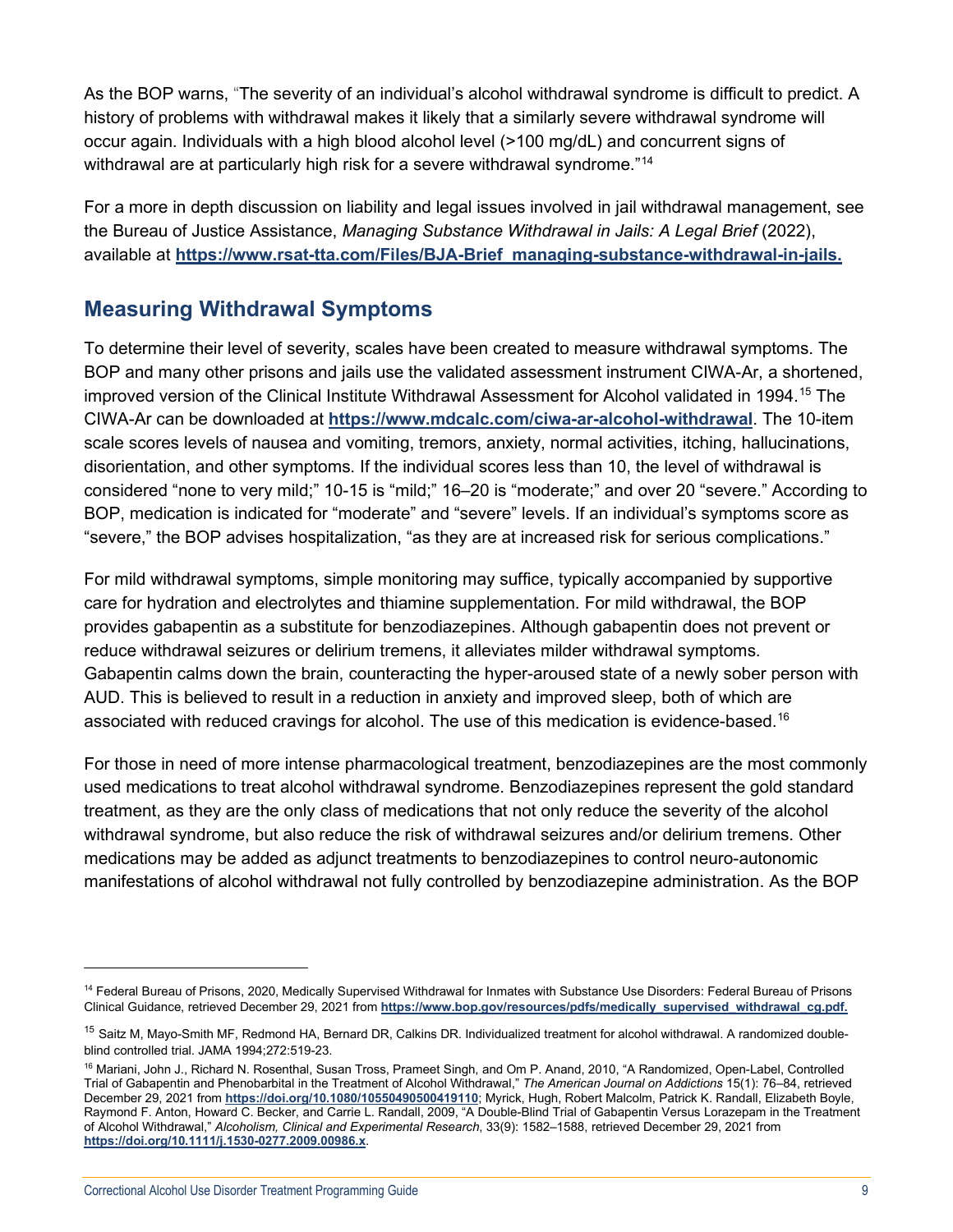As the BOP warns, "The severity of an individual's alcohol withdrawal syndrome is difficult to predict. A history of problems with withdrawal makes it likely that a similarly severe withdrawal syndrome will occur again. Individuals with a high blood alcohol level (>100 mg/dL) and concurrent signs of withdrawal are at particularly high risk for a severe withdrawal syndrome."[14]

For a more in depth discussion on liability and legal issues involved in jail withdrawal management, see the Bureau of Justice Assistance, *Managing Substance Withdrawal in Jails: A Legal Brief* (2022), available at **https://www.rsat-tta.com/Files/BJA-Brief_managing-substance-withdrawal-in-jails.**

## Measuring Withdrawal Symptoms

To determine their level of severity, scales have been created to measure withdrawal symptoms. The BOP and many other prisons and jails use the validated assessment instrument CIWA-Ar, a shortened, improved version of the Clinical Institute Withdrawal Assessment for Alcohol validated in 1994.[15] The CIWA-Ar can be downloaded at **https://www.mdcalc.com/ciwa-ar-alcohol-withdrawal**. The 10-item scale scores levels of nausea and vomiting, tremors, anxiety, normal activities, itching, hallucinations, disorientation, and other symptoms. If the individual scores less than 10, the level of withdrawal is considered "none to very mild;" 10-15 is "mild;" 16–20 is "moderate;" and over 20 "severe." According to BOP, medication is indicated for "moderate" and "severe" levels. If an individual's symptoms score as "severe," the BOP advises hospitalization, "as they are at increased risk for serious complications."

For mild withdrawal symptoms, simple monitoring may suffice, typically accompanied by supportive care for hydration and electrolytes and thiamine supplementation. For mild withdrawal, the BOP provides gabapentin as a substitute for benzodiazepines. Although gabapentin does not prevent or reduce withdrawal seizures or delirium tremens, it alleviates milder withdrawal symptoms. Gabapentin calms down the brain, counteracting the hyper-aroused state of a newly sober person with AUD. This is believed to result in a reduction in anxiety and improved sleep, both of which are associated with reduced cravings for alcohol. The use of this medication is evidence-based.[16]

For those in need of more intense pharmacological treatment, benzodiazepines are the most commonly used medications to treat alcohol withdrawal syndrome. Benzodiazepines represent the gold standard treatment, as they are the only class of medications that not only reduce the severity of the alcohol withdrawal syndrome, but also reduce the risk of withdrawal seizures and/or delirium tremens. Other medications may be added as adjunct treatments to benzodiazepines to control neuro-autonomic manifestations of alcohol withdrawal not fully controlled by benzodiazepine administration. As the BOP

---

[14] Federal Bureau of Prisons, 2020, Medically Supervised Withdrawal for Inmates with Substance Use Disorders: Federal Bureau of Prisons Clinical Guidance, retrieved December 29, 2021 from **https://www.bop.gov/resources/pdfs/medically_supervised_withdrawal_cg.pdf.**

[15] Saitz M, Mayo-Smith MF, Redmond HA, Bernard DR, Calkins DR. Individualized treatment for alcohol withdrawal. A randomized double-blind controlled trial. JAMA 1994;272:519-23.

[16] Mariani, John J., Richard N. Rosenthal, Susan Tross, Prameet Singh, and Om P. Anand, 2010, "A Randomized, Open-Label, Controlled Trial of Gabapentin and Phenobarbital in the Treatment of Alcohol Withdrawal," *The American Journal on Addictions* 15(1): 76–84, retrieved December 29, 2021 from **https://doi.org/10.1080/10550490500419110**; Myrick, Hugh, Robert Malcolm, Patrick K. Randall, Elizabeth Boyle, Raymond F. Anton, Howard C. Becker, and Carrie L. Randall, 2009, "A Double-Blind Trial of Gabapentin Versus Lorazepam in the Treatment of Alcohol Withdrawal," *Alcoholism, Clinical and Experimental Research*, 33(9): 1582–1588, retrieved December 29, 2021 from **https://doi.org/10.1111/j.1530-0277.2009.00986.x**.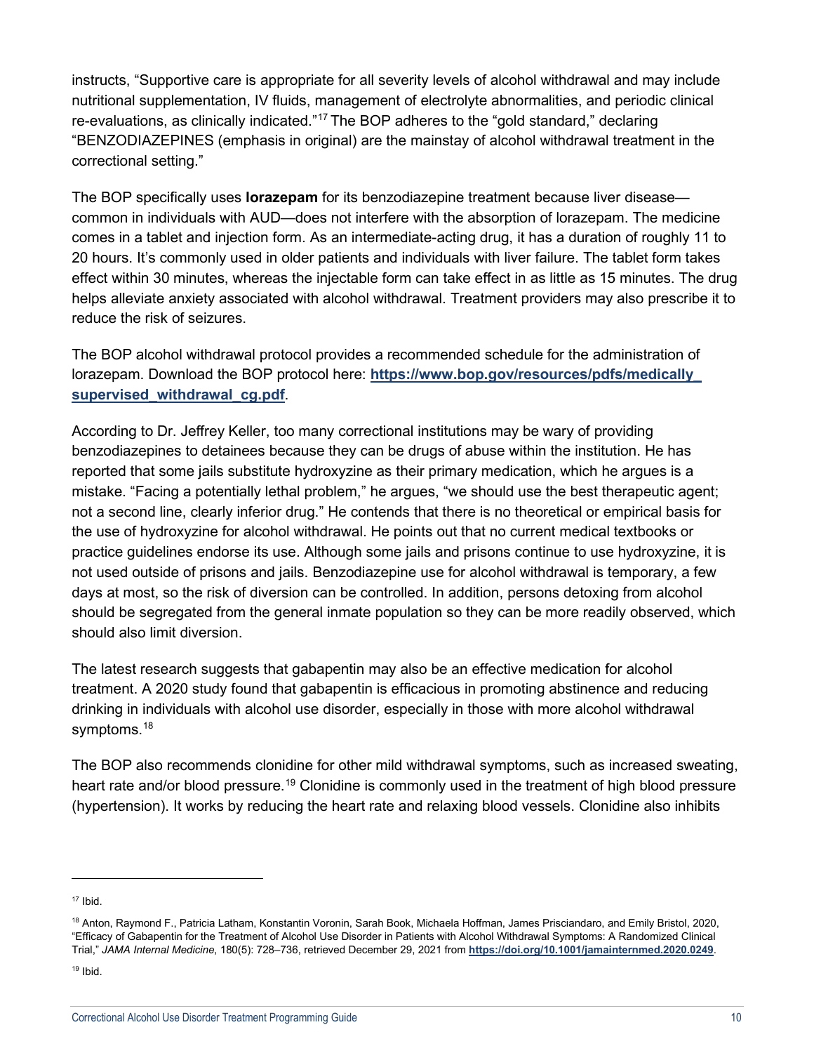instructs, "Supportive care is appropriate for all severity levels of alcohol withdrawal and may include nutritional supplementation, IV fluids, management of electrolyte abnormalities, and periodic clinical re-evaluations, as clinically indicated."[17] The BOP adheres to the "gold standard," declaring "BENZODIAZEPINES (emphasis in original) are the mainstay of alcohol withdrawal treatment in the correctional setting."

The BOP specifically uses **lorazepam** for its benzodiazepine treatment because liver disease—common in individuals with AUD—does not interfere with the absorption of lorazepam. The medicine comes in a tablet and injection form. As an intermediate-acting drug, it has a duration of roughly 11 to 20 hours. It's commonly used in older patients and individuals with liver failure. The tablet form takes effect within 30 minutes, whereas the injectable form can take effect in as little as 15 minutes. The drug helps alleviate anxiety associated with alcohol withdrawal. Treatment providers may also prescribe it to reduce the risk of seizures.

The BOP alcohol withdrawal protocol provides a recommended schedule for the administration of lorazepam. Download the BOP protocol here: **https://www.bop.gov/resources/pdfs/medically_supervised_withdrawal_cg.pdf**.

According to Dr. Jeffrey Keller, too many correctional institutions may be wary of providing benzodiazepines to detainees because they can be drugs of abuse within the institution. He has reported that some jails substitute hydroxyzine as their primary medication, which he argues is a mistake. "Facing a potentially lethal problem," he argues, "we should use the best therapeutic agent; not a second line, clearly inferior drug." He contends that there is no theoretical or empirical basis for the use of hydroxyzine for alcohol withdrawal. He points out that no current medical textbooks or practice guidelines endorse its use. Although some jails and prisons continue to use hydroxyzine, it is not used outside of prisons and jails. Benzodiazepine use for alcohol withdrawal is temporary, a few days at most, so the risk of diversion can be controlled. In addition, persons detoxing from alcohol should be segregated from the general inmate population so they can be more readily observed, which should also limit diversion.

The latest research suggests that gabapentin may also be an effective medication for alcohol treatment. A 2020 study found that gabapentin is efficacious in promoting abstinence and reducing drinking in individuals with alcohol use disorder, especially in those with more alcohol withdrawal symptoms.[18]

The BOP also recommends clonidine for other mild withdrawal symptoms, such as increased sweating, heart rate and/or blood pressure.[19] Clonidine is commonly used in the treatment of high blood pressure (hypertension). It works by reducing the heart rate and relaxing blood vessels. Clonidine also inhibits

---

[17] Ibid.

[18] Anton, Raymond F., Patricia Latham, Konstantin Voronin, Sarah Book, Michaela Hoffman, James Prisciandaro, and Emily Bristol, 2020, "Efficacy of Gabapentin for the Treatment of Alcohol Use Disorder in Patients with Alcohol Withdrawal Symptoms: A Randomized Clinical Trial," *JAMA Internal Medicine*, 180(5): 728–736, retrieved December 29, 2021 from **https://doi.org/10.1001/jamainternmed.2020.0249**.

[19] Ibid.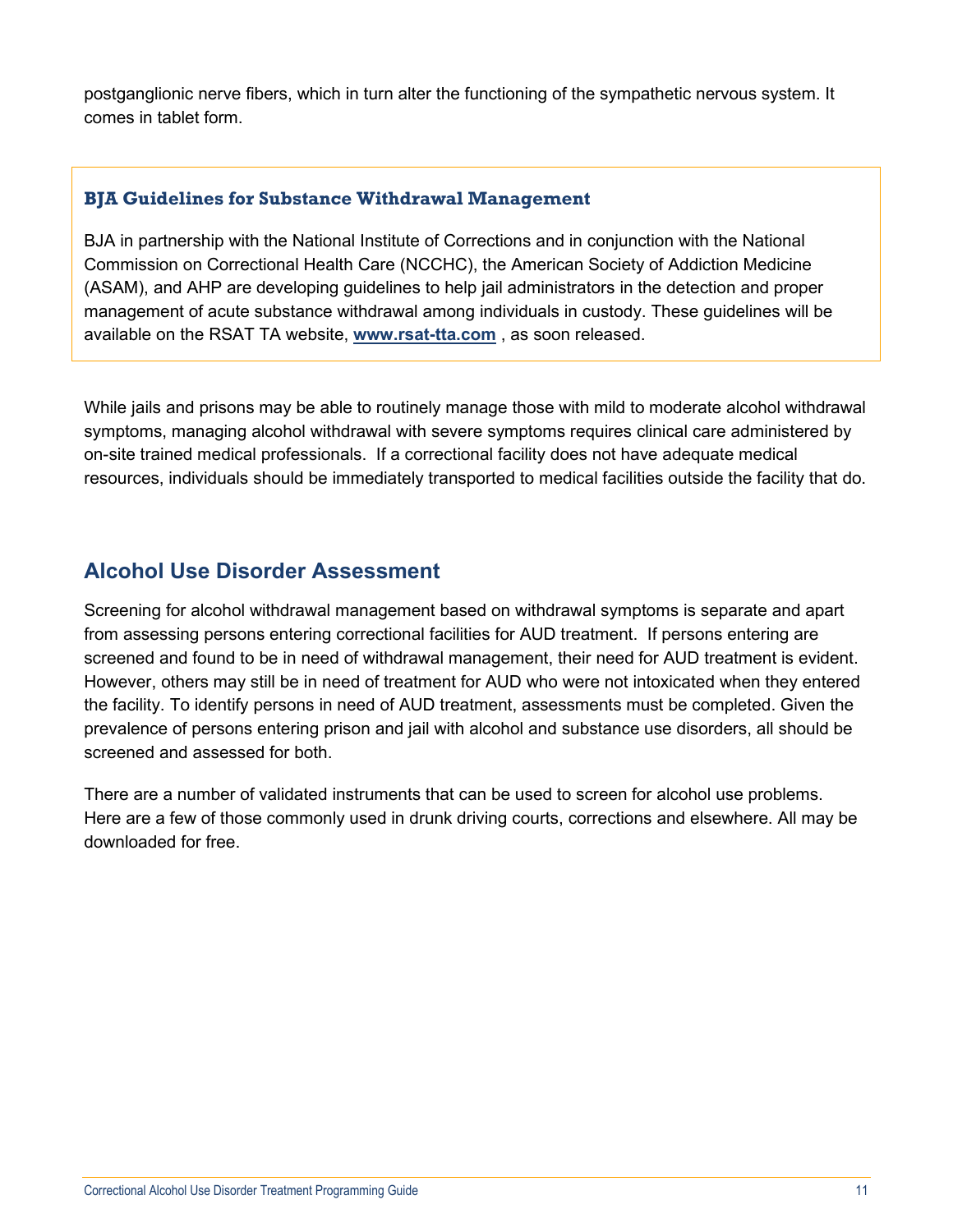postganglionic nerve fibers, which in turn alter the functioning of the sympathetic nervous system. It comes in tablet form.

### BJA Guidelines for Substance Withdrawal Management

BJA in partnership with the National Institute of Corrections and in conjunction with the National Commission on Correctional Health Care (NCCHC), the American Society of Addiction Medicine (ASAM), and AHP are developing guidelines to help jail administrators in the detection and proper management of acute substance withdrawal among individuals in custody. These guidelines will be available on the RSAT TA website, **www.rsat-tta.com** , as soon released.

While jails and prisons may be able to routinely manage those with mild to moderate alcohol withdrawal symptoms, managing alcohol withdrawal with severe symptoms requires clinical care administered by on-site trained medical professionals. If a correctional facility does not have adequate medical resources, individuals should be immediately transported to medical facilities outside the facility that do.

## Alcohol Use Disorder Assessment

Screening for alcohol withdrawal management based on withdrawal symptoms is separate and apart from assessing persons entering correctional facilities for AUD treatment. If persons entering are screened and found to be in need of withdrawal management, their need for AUD treatment is evident. However, others may still be in need of treatment for AUD who were not intoxicated when they entered the facility. To identify persons in need of AUD treatment, assessments must be completed. Given the prevalence of persons entering prison and jail with alcohol and substance use disorders, all should be screened and assessed for both.

There are a number of validated instruments that can be used to screen for alcohol use problems. Here are a few of those commonly used in drunk driving courts, corrections and elsewhere. All may be downloaded for free.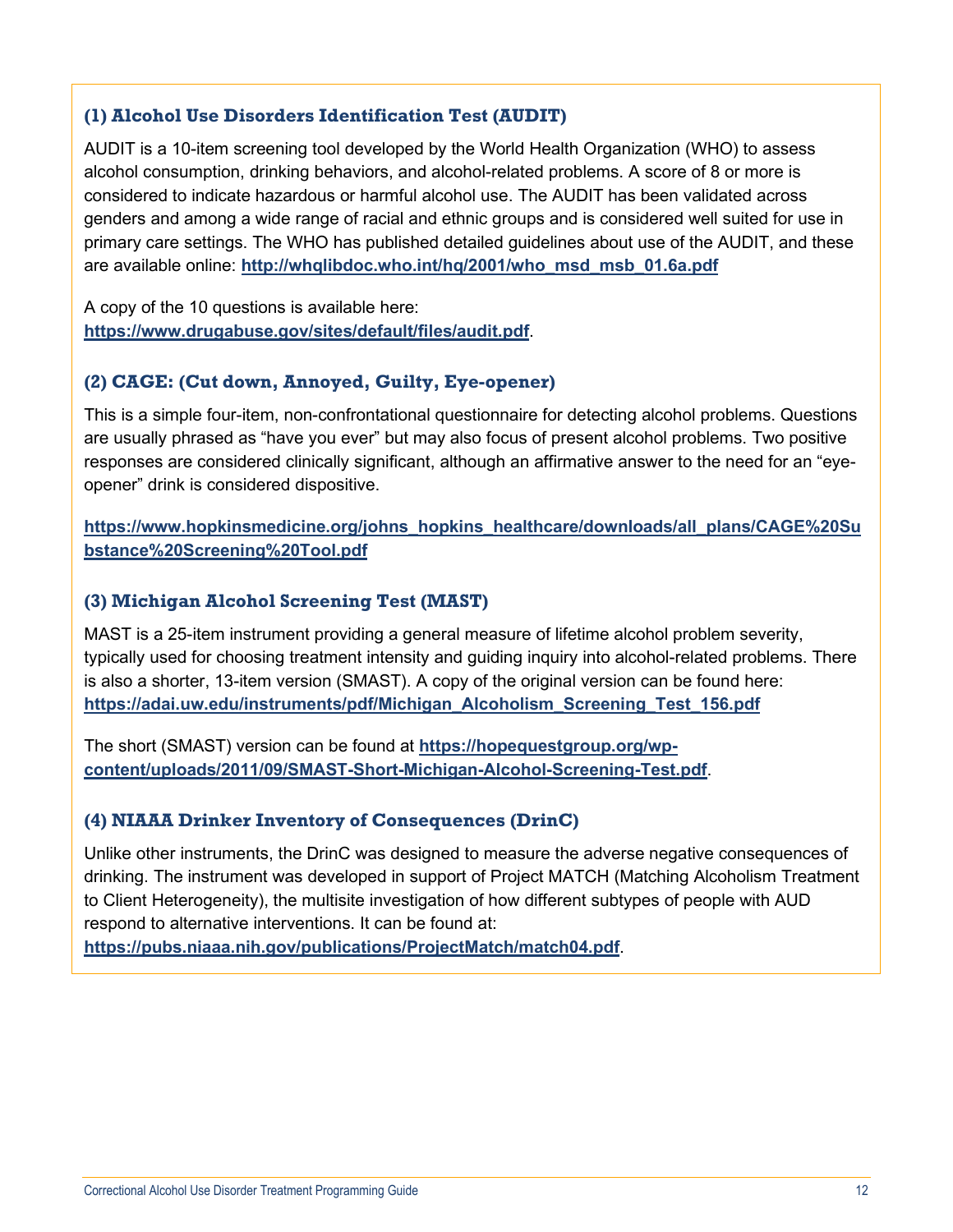### (1) Alcohol Use Disorders Identification Test (AUDIT)

AUDIT is a 10-item screening tool developed by the World Health Organization (WHO) to assess alcohol consumption, drinking behaviors, and alcohol-related problems. A score of 8 or more is considered to indicate hazardous or harmful alcohol use. The AUDIT has been validated across genders and among a wide range of racial and ethnic groups and is considered well suited for use in primary care settings. The WHO has published detailed guidelines about use of the AUDIT, and these are available online: **http://whqlibdoc.who.int/hq/2001/who_msd_msb_01.6a.pdf**

A copy of the 10 questions is available here: **https://www.drugabuse.gov/sites/default/files/audit.pdf**.

### (2) CAGE: (Cut down, Annoyed, Guilty, Eye-opener)

This is a simple four-item, non-confrontational questionnaire for detecting alcohol problems. Questions are usually phrased as "have you ever" but may also focus of present alcohol problems. Two positive responses are considered clinically significant, although an affirmative answer to the need for an "eye-opener" drink is considered dispositive.

**https://www.hopkinsmedicine.org/johns_hopkins_healthcare/downloads/all_plans/CAGE%20Substance%20Screening%20Tool.pdf**

### (3) Michigan Alcohol Screening Test (MAST)

MAST is a 25-item instrument providing a general measure of lifetime alcohol problem severity, typically used for choosing treatment intensity and guiding inquiry into alcohol-related problems. There is also a shorter, 13-item version (SMAST). A copy of the original version can be found here: **https://adai.uw.edu/instruments/pdf/Michigan_Alcoholism_Screening_Test_156.pdf**

The short (SMAST) version can be found at **https://hopequestgroup.org/wp-content/uploads/2011/09/SMAST-Short-Michigan-Alcohol-Screening-Test.pdf**.

### (4) NIAAA Drinker Inventory of Consequences (DrinC)

Unlike other instruments, the DrinC was designed to measure the adverse negative consequences of drinking. The instrument was developed in support of Project MATCH (Matching Alcoholism Treatment to Client Heterogeneity), the multisite investigation of how different subtypes of people with AUD respond to alternative interventions. It can be found at: **https://pubs.niaaa.nih.gov/publications/ProjectMatch/match04.pdf**.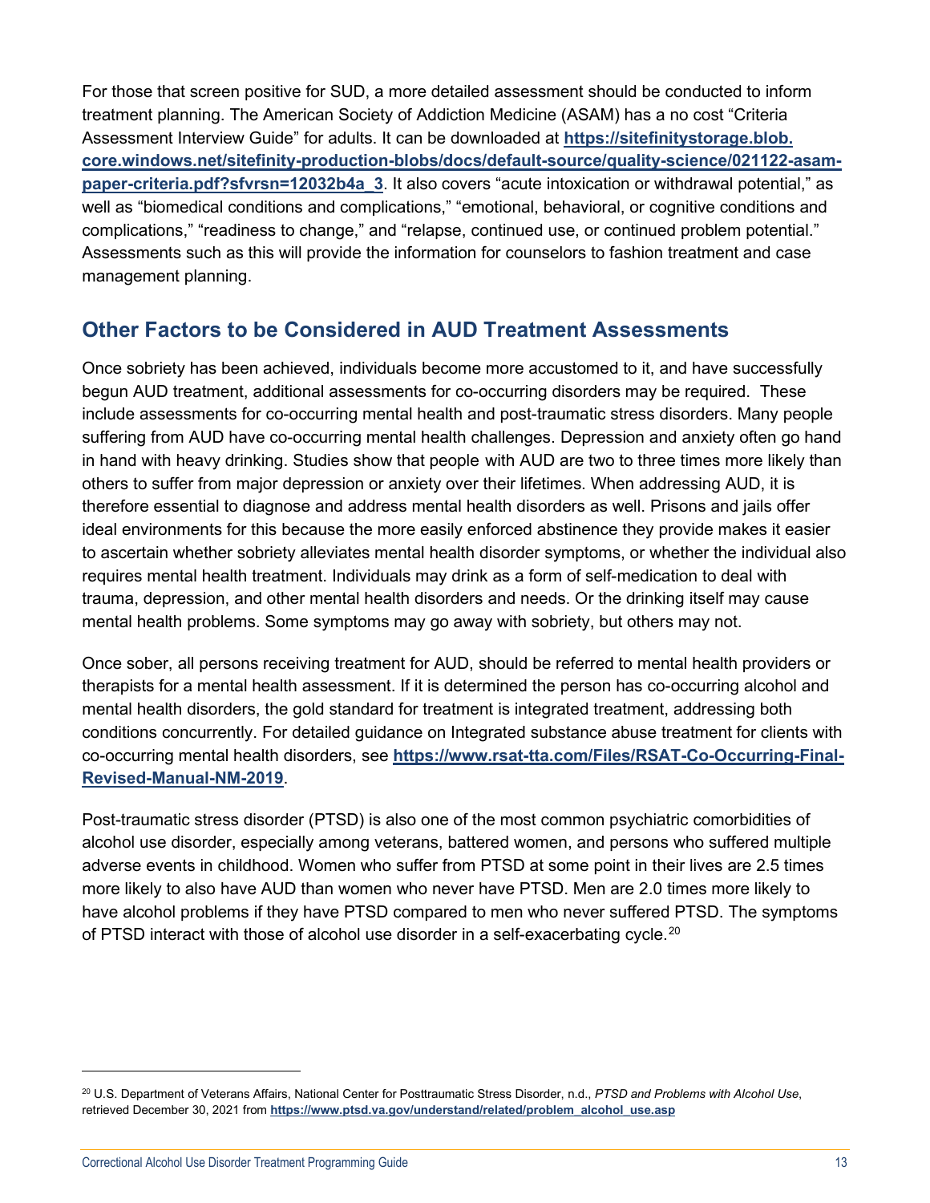For those that screen positive for SUD, a more detailed assessment should be conducted to inform treatment planning. The American Society of Addiction Medicine (ASAM) has a no cost "Criteria Assessment Interview Guide" for adults. It can be downloaded at **https://sitefinitystorage.blob.core.windows.net/sitefinity-production-blobs/docs/default-source/quality-science/021122-asam-paper-criteria.pdf?sfvrsn=12032b4a_3**. It also covers "acute intoxication or withdrawal potential," as well as "biomedical conditions and complications," "emotional, behavioral, or cognitive conditions and complications," "readiness to change," and "relapse, continued use, or continued problem potential." Assessments such as this will provide the information for counselors to fashion treatment and case management planning.

## Other Factors to be Considered in AUD Treatment Assessments

Once sobriety has been achieved, individuals become more accustomed to it, and have successfully begun AUD treatment, additional assessments for co-occurring disorders may be required. These include assessments for co-occurring mental health and post-traumatic stress disorders. Many people suffering from AUD have co-occurring mental health challenges. Depression and anxiety often go hand in hand with heavy drinking. Studies show that people with AUD are two to three times more likely than others to suffer from major depression or anxiety over their lifetimes. When addressing AUD, it is therefore essential to diagnose and address mental health disorders as well. Prisons and jails offer ideal environments for this because the more easily enforced abstinence they provide makes it easier to ascertain whether sobriety alleviates mental health disorder symptoms, or whether the individual also requires mental health treatment. Individuals may drink as a form of self-medication to deal with trauma, depression, and other mental health disorders and needs. Or the drinking itself may cause mental health problems. Some symptoms may go away with sobriety, but others may not.

Once sober, all persons receiving treatment for AUD, should be referred to mental health providers or therapists for a mental health assessment. If it is determined the person has co-occurring alcohol and mental health disorders, the gold standard for treatment is integrated treatment, addressing both conditions concurrently. For detailed guidance on Integrated substance abuse treatment for clients with co-occurring mental health disorders, see **https://www.rsat-tta.com/Files/RSAT-Co-Occurring-Final-Revised-Manual-NM-2019**.

Post-traumatic stress disorder (PTSD) is also one of the most common psychiatric comorbidities of alcohol use disorder, especially among veterans, battered women, and persons who suffered multiple adverse events in childhood. Women who suffer from PTSD at some point in their lives are 2.5 times more likely to also have AUD than women who never have PTSD. Men are 2.0 times more likely to have alcohol problems if they have PTSD compared to men who never suffered PTSD. The symptoms of PTSD interact with those of alcohol use disorder in a self-exacerbating cycle.[20]

---

[20] U.S. Department of Veterans Affairs, National Center for Posttraumatic Stress Disorder, n.d., *PTSD and Problems with Alcohol Use*, retrieved December 30, 2021 from **https://www.ptsd.va.gov/understand/related/problem_alcohol_use.asp**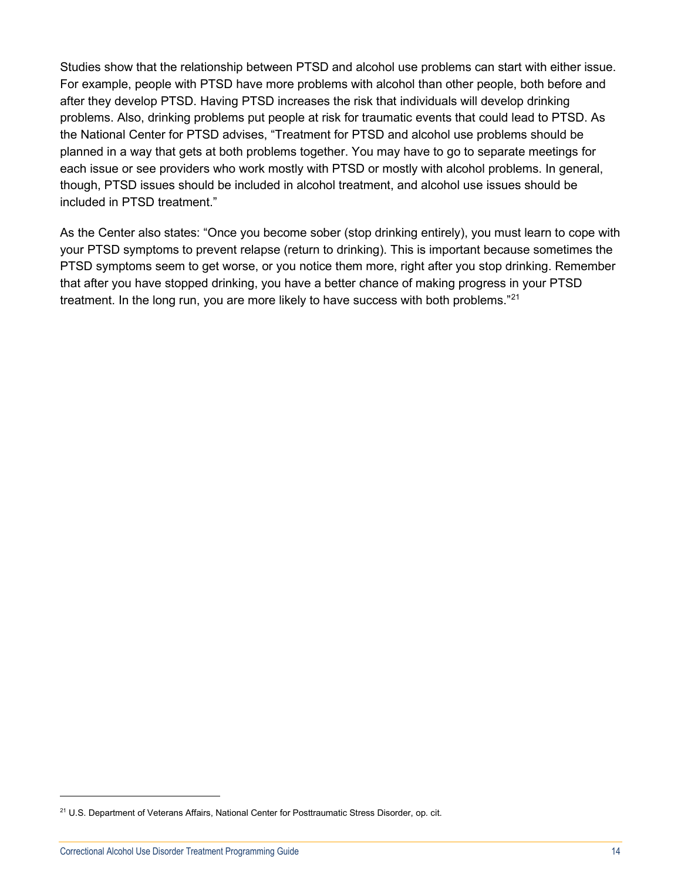Studies show that the relationship between PTSD and alcohol use problems can start with either issue. For example, people with PTSD have more problems with alcohol than other people, both before and after they develop PTSD. Having PTSD increases the risk that individuals will develop drinking problems. Also, drinking problems put people at risk for traumatic events that could lead to PTSD. As the National Center for PTSD advises, "Treatment for PTSD and alcohol use problems should be planned in a way that gets at both problems together. You may have to go to separate meetings for each issue or see providers who work mostly with PTSD or mostly with alcohol problems. In general, though, PTSD issues should be included in alcohol treatment, and alcohol use issues should be included in PTSD treatment."

As the Center also states: "Once you become sober (stop drinking entirely), you must learn to cope with your PTSD symptoms to prevent relapse (return to drinking). This is important because sometimes the PTSD symptoms seem to get worse, or you notice them more, right after you stop drinking. Remember that after you have stopped drinking, you have a better chance of making progress in your PTSD treatment. In the long run, you are more likely to have success with both problems."[21]

[21] U.S. Department of Veterans Affairs, National Center for Posttraumatic Stress Disorder, op. cit.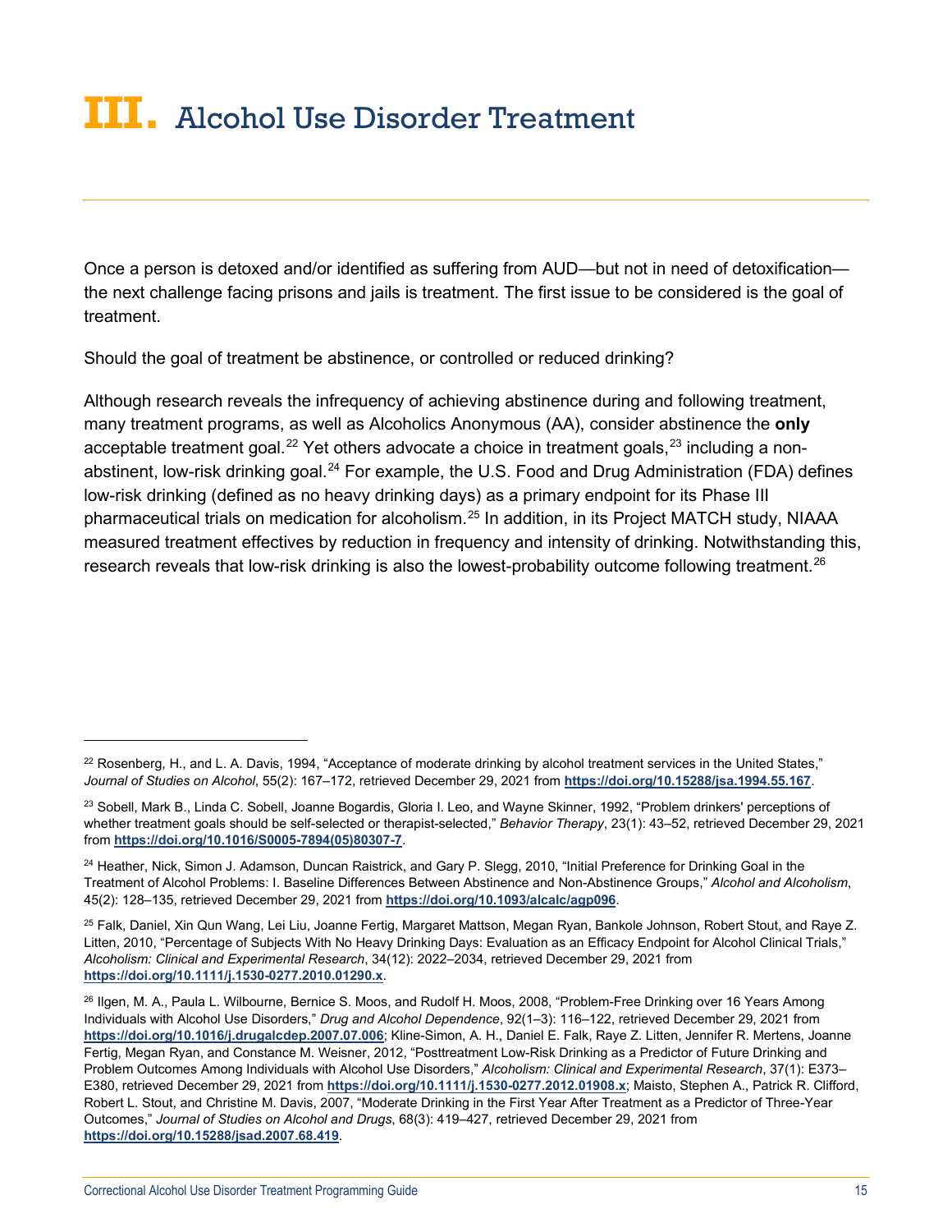# III. Alcohol Use Disorder Treatment

Once a person is detoxed and/or identified as suffering from AUD—but not in need of detoxification—the next challenge facing prisons and jails is treatment. The first issue to be considered is the goal of treatment.

Should the goal of treatment be abstinence, or controlled or reduced drinking?

Although research reveals the infrequency of achieving abstinence during and following treatment, many treatment programs, as well as Alcoholics Anonymous (AA), consider abstinence the **only** acceptable treatment goal.[22] Yet others advocate a choice in treatment goals,[23] including a non-abstinent, low-risk drinking goal.[24] For example, the U.S. Food and Drug Administration (FDA) defines low-risk drinking (defined as no heavy drinking days) as a primary endpoint for its Phase III pharmaceutical trials on medication for alcoholism.[25] In addition, in its Project MATCH study, NIAAA measured treatment effectives by reduction in frequency and intensity of drinking. Notwithstanding this, research reveals that low-risk drinking is also the lowest-probability outcome following treatment.[26]

---

[22] Rosenberg, H., and L. A. Davis, 1994, "Acceptance of moderate drinking by alcohol treatment services in the United States," *Journal of Studies on Alcohol*, 55(2): 167–172, retrieved December 29, 2021 from **https://doi.org/10.15288/jsa.1994.55.167**.

[23] Sobell, Mark B., Linda C. Sobell, Joanne Bogardis, Gloria I. Leo, and Wayne Skinner, 1992, "Problem drinkers' perceptions of whether treatment goals should be self-selected or therapist-selected," *Behavior Therapy*, 23(1): 43–52, retrieved December 29, 2021 from **https://doi.org/10.1016/S0005-7894(05)80307-7**.

[24] Heather, Nick, Simon J. Adamson, Duncan Raistrick, and Gary P. Slegg, 2010, "Initial Preference for Drinking Goal in the Treatment of Alcohol Problems: I. Baseline Differences Between Abstinence and Non-Abstinence Groups," *Alcohol and Alcoholism*, 45(2): 128–135, retrieved December 29, 2021 from **https://doi.org/10.1093/alcalc/agp096**.

[25] Falk, Daniel, Xin Qun Wang, Lei Liu, Joanne Fertig, Margaret Mattson, Megan Ryan, Bankole Johnson, Robert Stout, and Raye Z. Litten, 2010, "Percentage of Subjects With No Heavy Drinking Days: Evaluation as an Efficacy Endpoint for Alcohol Clinical Trials," *Alcoholism: Clinical and Experimental Research*, 34(12): 2022–2034, retrieved December 29, 2021 from **https://doi.org/10.1111/j.1530-0277.2010.01290.x**.

[26] Ilgen, M. A., Paula L. Wilbourne, Bernice S. Moos, and Rudolf H. Moos, 2008, "Problem-Free Drinking over 16 Years Among Individuals with Alcohol Use Disorders," *Drug and Alcohol Dependence*, 92(1–3): 116–122, retrieved December 29, 2021 from **https://doi.org/10.1016/j.drugalcdep.2007.07.006**; Kline-Simon, A. H., Daniel E. Falk, Raye Z. Litten, Jennifer R. Mertens, Joanne Fertig, Megan Ryan, and Constance M. Weisner, 2012, "Posttreatment Low-Risk Drinking as a Predictor of Future Drinking and Problem Outcomes Among Individuals with Alcohol Use Disorders," *Alcoholism: Clinical and Experimental Research*, 37(1): E373–E380, retrieved December 29, 2021 from **https://doi.org/10.1111/j.1530-0277.2012.01908.x**; Maisto, Stephen A., Patrick R. Clifford, Robert L. Stout, and Christine M. Davis, 2007, "Moderate Drinking in the First Year After Treatment as a Predictor of Three-Year Outcomes," *Journal of Studies on Alcohol and Drugs*, 68(3): 419–427, retrieved December 29, 2021 from **https://doi.org/10.15288/jsad.2007.68.419**.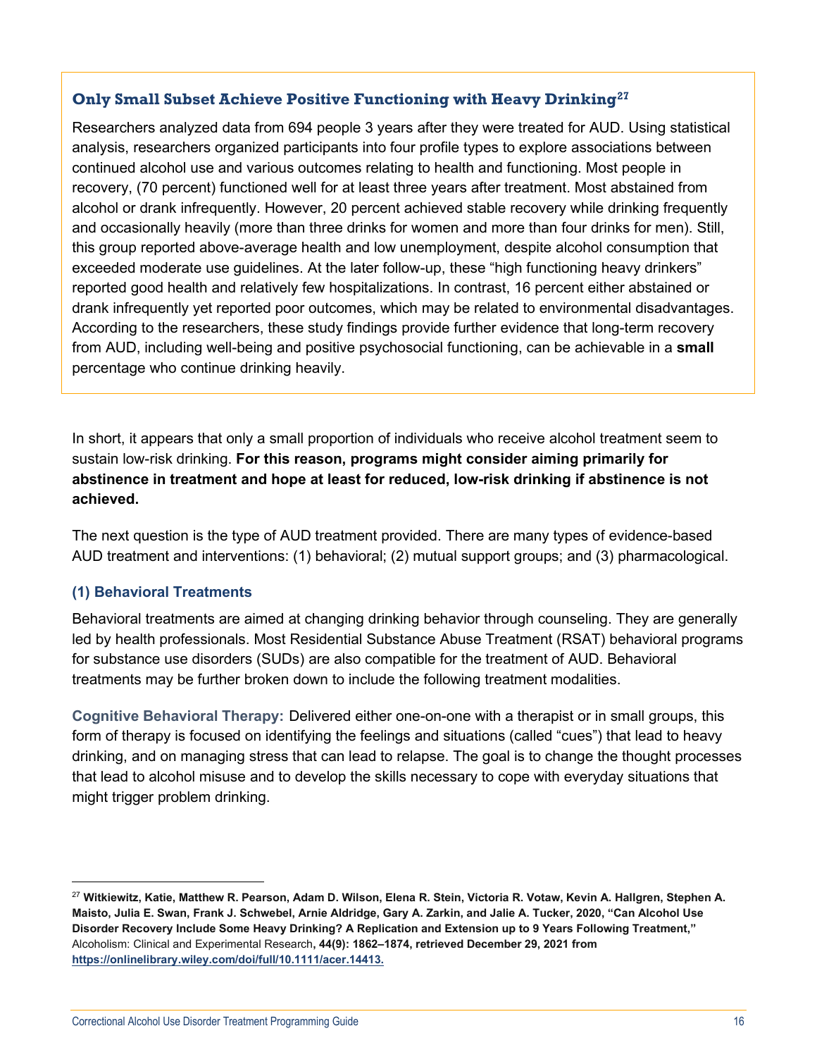### Only Small Subset Achieve Positive Functioning with Heavy Drinking[27]

Researchers analyzed data from 694 people 3 years after they were treated for AUD. Using statistical analysis, researchers organized participants into four profile types to explore associations between continued alcohol use and various outcomes relating to health and functioning. Most people in recovery, (70 percent) functioned well for at least three years after treatment. Most abstained from alcohol or drank infrequently. However, 20 percent achieved stable recovery while drinking frequently and occasionally heavily (more than three drinks for women and more than four drinks for men). Still, this group reported above-average health and low unemployment, despite alcohol consumption that exceeded moderate use guidelines. At the later follow-up, these "high functioning heavy drinkers" reported good health and relatively few hospitalizations. In contrast, 16 percent either abstained or drank infrequently yet reported poor outcomes, which may be related to environmental disadvantages. According to the researchers, these study findings provide further evidence that long-term recovery from AUD, including well-being and positive psychosocial functioning, can be achievable in a **small** percentage who continue drinking heavily.

In short, it appears that only a small proportion of individuals who receive alcohol treatment seem to sustain low-risk drinking. **For this reason, programs might consider aiming primarily for abstinence in treatment and hope at least for reduced, low-risk drinking if abstinence is not achieved.**

The next question is the type of AUD treatment provided. There are many types of evidence-based AUD treatment and interventions: (1) behavioral; (2) mutual support groups; and (3) pharmacological.

### (1) Behavioral Treatments

Behavioral treatments are aimed at changing drinking behavior through counseling. They are generally led by health professionals. Most Residential Substance Abuse Treatment (RSAT) behavioral programs for substance use disorders (SUDs) are also compatible for the treatment of AUD. Behavioral treatments may be further broken down to include the following treatment modalities.

**Cognitive Behavioral Therapy:** Delivered either one-on-one with a therapist or in small groups, this form of therapy is focused on identifying the feelings and situations (called "cues") that lead to heavy drinking, and on managing stress that can lead to relapse. The goal is to change the thought processes that lead to alcohol misuse and to develop the skills necessary to cope with everyday situations that might trigger problem drinking.

---

[27] **Witkiewitz, Katie, Matthew R. Pearson, Adam D. Wilson, Elena R. Stein, Victoria R. Votaw, Kevin A. Hallgren, Stephen A. Maisto, Julia E. Swan, Frank J. Schwebel, Arnie Aldridge, Gary A. Zarkin, and Jalie A. Tucker, 2020, "Can Alcohol Use Disorder Recovery Include Some Heavy Drinking? A Replication and Extension up to 9 Years Following Treatment,"** *Alcoholism: Clinical and Experimental Research*, **44(9): 1862–1874, retrieved December 29, 2021 from https://onlinelibrary.wiley.com/doi/full/10.1111/acer.14413.**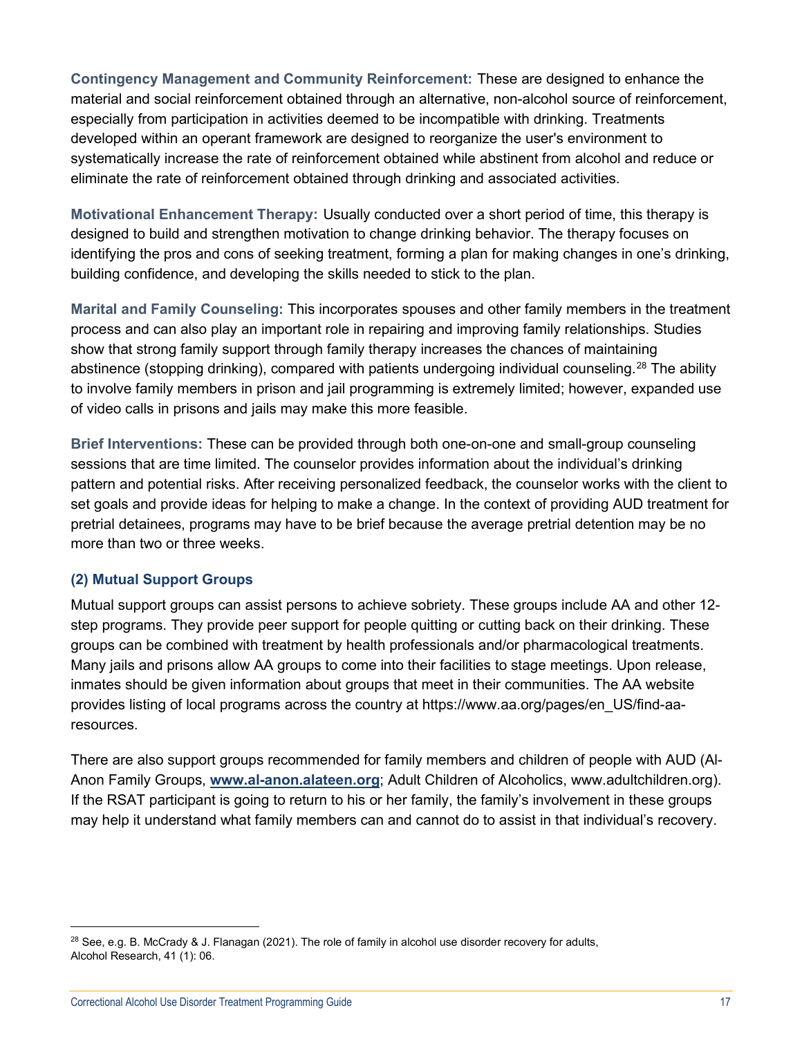**Contingency Management and Community Reinforcement:** These are designed to enhance the material and social reinforcement obtained through an alternative, non-alcohol source of reinforcement, especially from participation in activities deemed to be incompatible with drinking. Treatments developed within an operant framework are designed to reorganize the user's environment to systematically increase the rate of reinforcement obtained while abstinent from alcohol and reduce or eliminate the rate of reinforcement obtained through drinking and associated activities.

**Motivational Enhancement Therapy:** Usually conducted over a short period of time, this therapy is designed to build and strengthen motivation to change drinking behavior. The therapy focuses on identifying the pros and cons of seeking treatment, forming a plan for making changes in one's drinking, building confidence, and developing the skills needed to stick to the plan.

**Marital and Family Counseling:** This incorporates spouses and other family members in the treatment process and can also play an important role in repairing and improving family relationships. Studies show that strong family support through family therapy increases the chances of maintaining abstinence (stopping drinking), compared with patients undergoing individual counseling.[28] The ability to involve family members in prison and jail programming is extremely limited; however, expanded use of video calls in prisons and jails may make this more feasible.

**Brief Interventions:** These can be provided through both one-on-one and small-group counseling sessions that are time limited. The counselor provides information about the individual's drinking pattern and potential risks. After receiving personalized feedback, the counselor works with the client to set goals and provide ideas for helping to make a change. In the context of providing AUD treatment for pretrial detainees, programs may have to be brief because the average pretrial detention may be no more than two or three weeks.

### (2) Mutual Support Groups

Mutual support groups can assist persons to achieve sobriety. These groups include AA and other 12-step programs. They provide peer support for people quitting or cutting back on their drinking. These groups can be combined with treatment by health professionals and/or pharmacological treatments. Many jails and prisons allow AA groups to come into their facilities to stage meetings. Upon release, inmates should be given information about groups that meet in their communities. The AA website provides listing of local programs across the country at https://www.aa.org/pages/en_US/find-aa-resources.

There are also support groups recommended for family members and children of people with AUD (Al-Anon Family Groups, **www.al-anon.alateen.org**; Adult Children of Alcoholics, www.adultchildren.org). If the RSAT participant is going to return to his or her family, the family's involvement in these groups may help it understand what family members can and cannot do to assist in that individual's recovery.

---

[28] See, e.g. B. McCrady & J. Flanagan (2021). The role of family in alcohol use disorder recovery for adults, Alcohol Research, 41 (1): 06.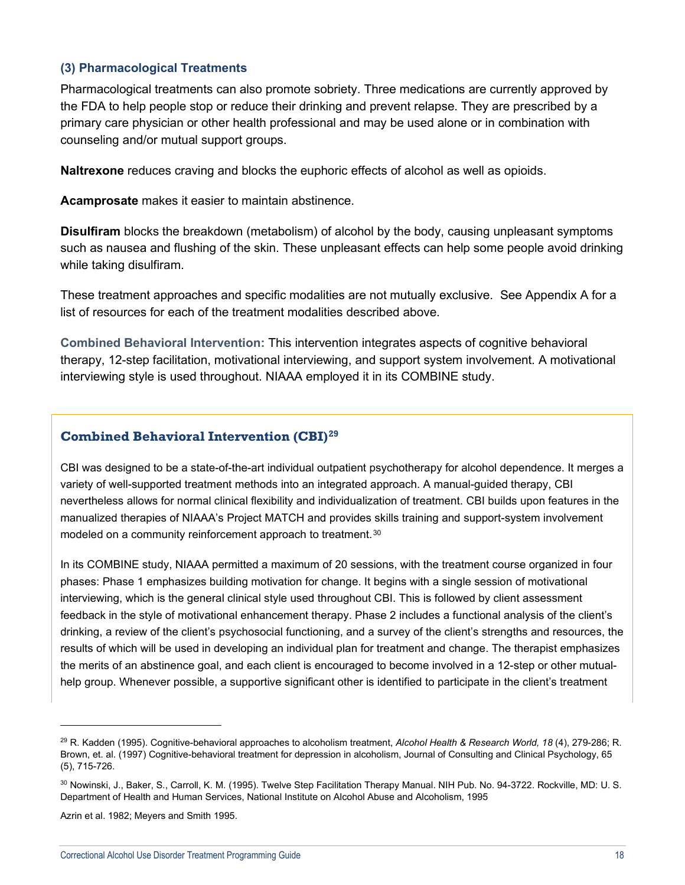### (3) Pharmacological Treatments

Pharmacological treatments can also promote sobriety. Three medications are currently approved by the FDA to help people stop or reduce their drinking and prevent relapse. They are prescribed by a primary care physician or other health professional and may be used alone or in combination with counseling and/or mutual support groups.

**Naltrexone** reduces craving and blocks the euphoric effects of alcohol as well as opioids.

**Acamprosate** makes it easier to maintain abstinence.

**Disulfiram** blocks the breakdown (metabolism) of alcohol by the body, causing unpleasant symptoms such as nausea and flushing of the skin. These unpleasant effects can help some people avoid drinking while taking disulfiram.

These treatment approaches and specific modalities are not mutually exclusive. See Appendix A for a list of resources for each of the treatment modalities described above.

**Combined Behavioral Intervention:** This intervention integrates aspects of cognitive behavioral therapy, 12-step facilitation, motivational interviewing, and support system involvement. A motivational interviewing style is used throughout. NIAAA employed it in its COMBINE study.

### Combined Behavioral Intervention (CBI)[29]

CBI was designed to be a state-of-the-art individual outpatient psychotherapy for alcohol dependence. It merges a variety of well-supported treatment methods into an integrated approach. A manual-guided therapy, CBI nevertheless allows for normal clinical flexibility and individualization of treatment. CBI builds upon features in the manualized therapies of NIAAA's Project MATCH and provides skills training and support-system involvement modeled on a community reinforcement approach to treatment.[30]

In its COMBINE study, NIAAA permitted a maximum of 20 sessions, with the treatment course organized in four phases: Phase 1 emphasizes building motivation for change. It begins with a single session of motivational interviewing, which is the general clinical style used throughout CBI. This is followed by client assessment feedback in the style of motivational enhancement therapy. Phase 2 includes a functional analysis of the client's drinking, a review of the client's psychosocial functioning, and a survey of the client's strengths and resources, the results of which will be used in developing an individual plan for treatment and change. The therapist emphasizes the merits of an abstinence goal, and each client is encouraged to become involved in a 12-step or other mutual-help group. Whenever possible, a supportive significant other is identified to participate in the client's treatment

---

[29] R. Kadden (1995). Cognitive-behavioral approaches to alcoholism treatment, *Alcohol Health & Research World, 18* (4), 279-286; R. Brown, et. al. (1997) Cognitive-behavioral treatment for depression in alcoholism, Journal of Consulting and Clinical Psychology, 65 (5), 715-726.

[30] Nowinski, J., Baker, S., Carroll, K. M. (1995). Twelve Step Facilitation Therapy Manual. NIH Pub. No. 94-3722. Rockville, MD: U. S. Department of Health and Human Services, National Institute on Alcohol Abuse and Alcoholism, 1995

Azrin et al. 1982; Meyers and Smith 1995.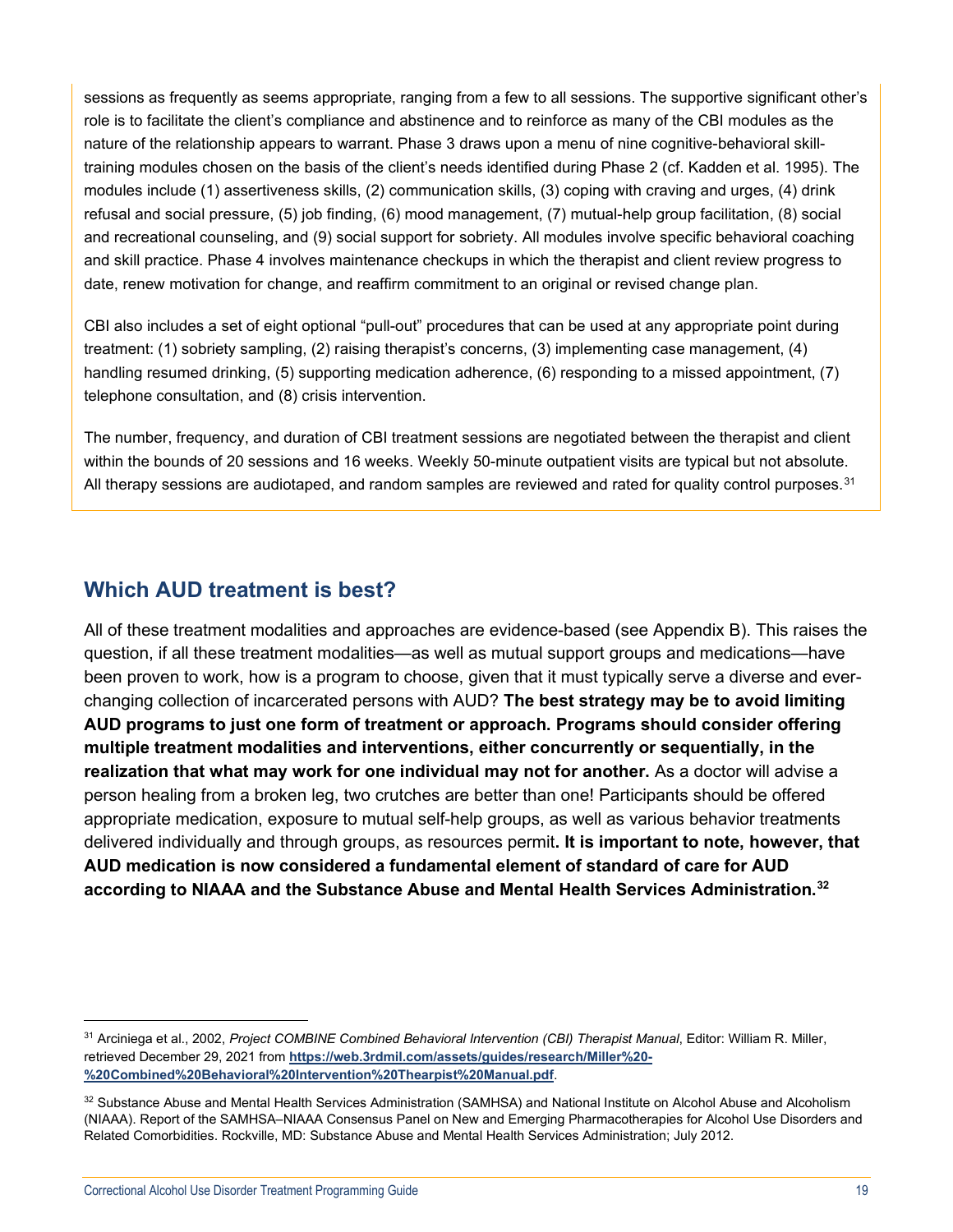sessions as frequently as seems appropriate, ranging from a few to all sessions. The supportive significant other's role is to facilitate the client's compliance and abstinence and to reinforce as many of the CBI modules as the nature of the relationship appears to warrant. Phase 3 draws upon a menu of nine cognitive-behavioral skill-training modules chosen on the basis of the client's needs identified during Phase 2 (cf. Kadden et al. 1995). The modules include (1) assertiveness skills, (2) communication skills, (3) coping with craving and urges, (4) drink refusal and social pressure, (5) job finding, (6) mood management, (7) mutual-help group facilitation, (8) social and recreational counseling, and (9) social support for sobriety. All modules involve specific behavioral coaching and skill practice. Phase 4 involves maintenance checkups in which the therapist and client review progress to date, renew motivation for change, and reaffirm commitment to an original or revised change plan.

CBI also includes a set of eight optional "pull-out" procedures that can be used at any appropriate point during treatment: (1) sobriety sampling, (2) raising therapist's concerns, (3) implementing case management, (4) handling resumed drinking, (5) supporting medication adherence, (6) responding to a missed appointment, (7) telephone consultation, and (8) crisis intervention.

The number, frequency, and duration of CBI treatment sessions are negotiated between the therapist and client within the bounds of 20 sessions and 16 weeks. Weekly 50-minute outpatient visits are typical but not absolute. All therapy sessions are audiotaped, and random samples are reviewed and rated for quality control purposes.[31]

## Which AUD treatment is best?

All of these treatment modalities and approaches are evidence-based (see Appendix B). This raises the question, if all these treatment modalities—as well as mutual support groups and medications—have been proven to work, how is a program to choose, given that it must typically serve a diverse and ever-changing collection of incarcerated persons with AUD? **The best strategy may be to avoid limiting AUD programs to just one form of treatment or approach. Programs should consider offering multiple treatment modalities and interventions, either concurrently or sequentially, in the realization that what may work for one individual may not for another.** As a doctor will advise a person healing from a broken leg, two crutches are better than one! Participants should be offered appropriate medication, exposure to mutual self-help groups, as well as various behavior treatments delivered individually and through groups, as resources permit**. It is important to note, however, that AUD medication is now considered a fundamental element of standard of care for AUD according to NIAAA and the Substance Abuse and Mental Health Services Administration.**[32]

---

[31] Arciniega et al., 2002, *Project COMBINE Combined Behavioral Intervention (CBI) Therapist Manual*, Editor: William R. Miller, retrieved December 29, 2021 from **https://web.3rdmil.com/assets/guides/research/Miller%20-%20Combined%20Behavioral%20Intervention%20Thearpist%20Manual.pdf**.

[32] Substance Abuse and Mental Health Services Administration (SAMHSA) and National Institute on Alcohol Abuse and Alcoholism (NIAAA). Report of the SAMHSA–NIAAA Consensus Panel on New and Emerging Pharmacotherapies for Alcohol Use Disorders and Related Comorbidities. Rockville, MD: Substance Abuse and Mental Health Services Administration; July 2012.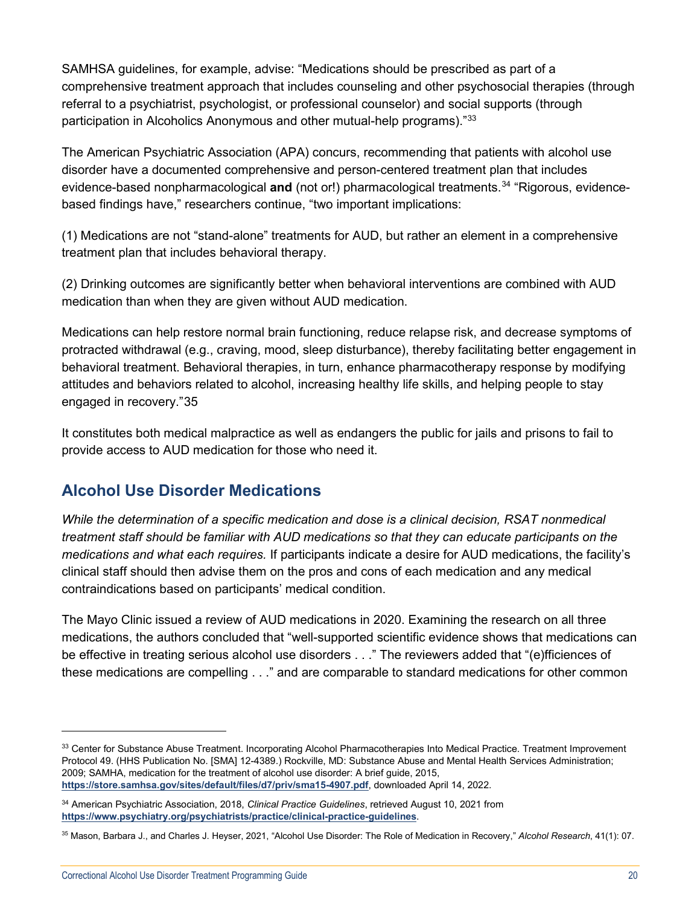SAMHSA guidelines, for example, advise: "Medications should be prescribed as part of a comprehensive treatment approach that includes counseling and other psychosocial therapies (through referral to a psychiatrist, psychologist, or professional counselor) and social supports (through participation in Alcoholics Anonymous and other mutual-help programs)."[33]

The American Psychiatric Association (APA) concurs, recommending that patients with alcohol use disorder have a documented comprehensive and person-centered treatment plan that includes evidence-based nonpharmacological **and** (not or!) pharmacological treatments.[34] "Rigorous, evidence-based findings have," researchers continue, "two important implications:

(1) Medications are not "stand-alone" treatments for AUD, but rather an element in a comprehensive treatment plan that includes behavioral therapy.

(2) Drinking outcomes are significantly better when behavioral interventions are combined with AUD medication than when they are given without AUD medication.

Medications can help restore normal brain functioning, reduce relapse risk, and decrease symptoms of protracted withdrawal (e.g., craving, mood, sleep disturbance), thereby facilitating better engagement in behavioral treatment. Behavioral therapies, in turn, enhance pharmacotherapy response by modifying attitudes and behaviors related to alcohol, increasing healthy life skills, and helping people to stay engaged in recovery."35

It constitutes both medical malpractice as well as endangers the public for jails and prisons to fail to provide access to AUD medication for those who need it.

## Alcohol Use Disorder Medications

*While the determination of a specific medication and dose is a clinical decision, RSAT nonmedical treatment staff should be familiar with AUD medications so that they can educate participants on the medications and what each requires.* If participants indicate a desire for AUD medications, the facility's clinical staff should then advise them on the pros and cons of each medication and any medical contraindications based on participants' medical condition.

The Mayo Clinic issued a review of AUD medications in 2020. Examining the research on all three medications, the authors concluded that "well-supported scientific evidence shows that medications can be effective in treating serious alcohol use disorders . . ." The reviewers added that "(e)fficiences of these medications are compelling . . ." and are comparable to standard medications for other common

---

[33] Center for Substance Abuse Treatment. Incorporating Alcohol Pharmacotherapies Into Medical Practice. Treatment Improvement Protocol 49. (HHS Publication No. [SMA] 12-4389.) Rockville, MD: Substance Abuse and Mental Health Services Administration; 2009; SAMHA, medication for the treatment of alcohol use disorder: A brief guide, 2015, **https://store.samhsa.gov/sites/default/files/d7/priv/sma15-4907.pdf**, downloaded April 14, 2022.

[34] American Psychiatric Association, 2018, *Clinical Practice Guidelines*, retrieved August 10, 2021 from **https://www.psychiatry.org/psychiatrists/practice/clinical-practice-guidelines**.

[35] Mason, Barbara J., and Charles J. Heyser, 2021, "Alcohol Use Disorder: The Role of Medication in Recovery," *Alcohol Research*, 41(1): 07.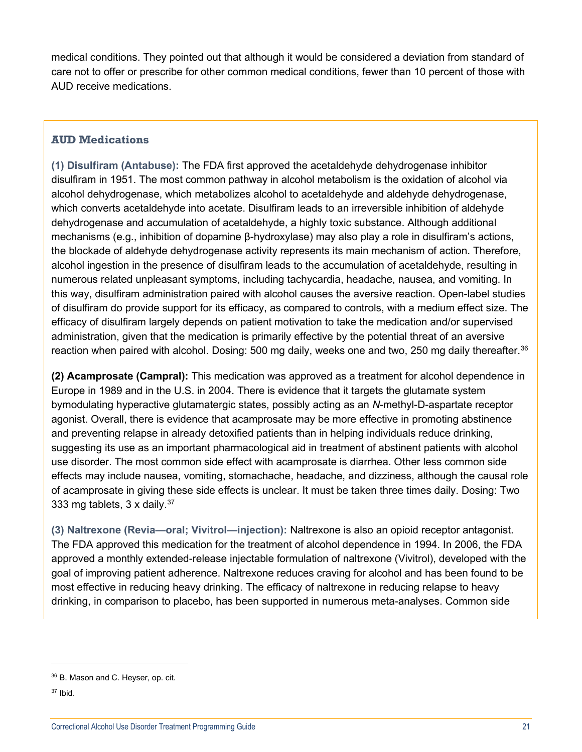medical conditions. They pointed out that although it would be considered a deviation from standard of care not to offer or prescribe for other common medical conditions, fewer than 10 percent of those with AUD receive medications.

### AUD Medications

**(1) Disulfiram (Antabuse):** The FDA first approved the acetaldehyde dehydrogenase inhibitor disulfiram in 1951. The most common pathway in alcohol metabolism is the oxidation of alcohol via alcohol dehydrogenase, which metabolizes alcohol to acetaldehyde and aldehyde dehydrogenase, which converts acetaldehyde into acetate. Disulfiram leads to an irreversible inhibition of aldehyde dehydrogenase and accumulation of acetaldehyde, a highly toxic substance. Although additional mechanisms (e.g., inhibition of dopamine β-hydroxylase) may also play a role in disulfiram's actions, the blockade of aldehyde dehydrogenase activity represents its main mechanism of action. Therefore, alcohol ingestion in the presence of disulfiram leads to the accumulation of acetaldehyde, resulting in numerous related unpleasant symptoms, including tachycardia, headache, nausea, and vomiting. In this way, disulfiram administration paired with alcohol causes the aversive reaction. Open-label studies of disulfiram do provide support for its efficacy, as compared to controls, with a medium effect size. The efficacy of disulfiram largely depends on patient motivation to take the medication and/or supervised administration, given that the medication is primarily effective by the potential threat of an aversive reaction when paired with alcohol. Dosing: 500 mg daily, weeks one and two, 250 mg daily thereafter.[36]

**(2) Acamprosate (Campral):** This medication was approved as a treatment for alcohol dependence in Europe in 1989 and in the U.S. in 2004. There is evidence that it targets the glutamate system bymodulating hyperactive glutamatergic states, possibly acting as an *N*-methyl-D-aspartate receptor agonist. Overall, there is evidence that acamprosate may be more effective in promoting abstinence and preventing relapse in already detoxified patients than in helping individuals reduce drinking, suggesting its use as an important pharmacological aid in treatment of abstinent patients with alcohol use disorder. The most common side effect with acamprosate is diarrhea. Other less common side effects may include nausea, vomiting, stomachache, headache, and dizziness, although the causal role of acamprosate in giving these side effects is unclear. It must be taken three times daily. Dosing: Two 333 mg tablets, 3 x daily.[37]

**(3) Naltrexone (Revia—oral; Vivitrol—injection):** Naltrexone is also an opioid receptor antagonist. The FDA approved this medication for the treatment of alcohol dependence in 1994. In 2006, the FDA approved a monthly extended-release injectable formulation of naltrexone (Vivitrol), developed with the goal of improving patient adherence. Naltrexone reduces craving for alcohol and has been found to be most effective in reducing heavy drinking. The efficacy of naltrexone in reducing relapse to heavy drinking, in comparison to placebo, has been supported in numerous meta-analyses. Common side

---

[36] B. Mason and C. Heyser, op. cit.

[37] Ibid.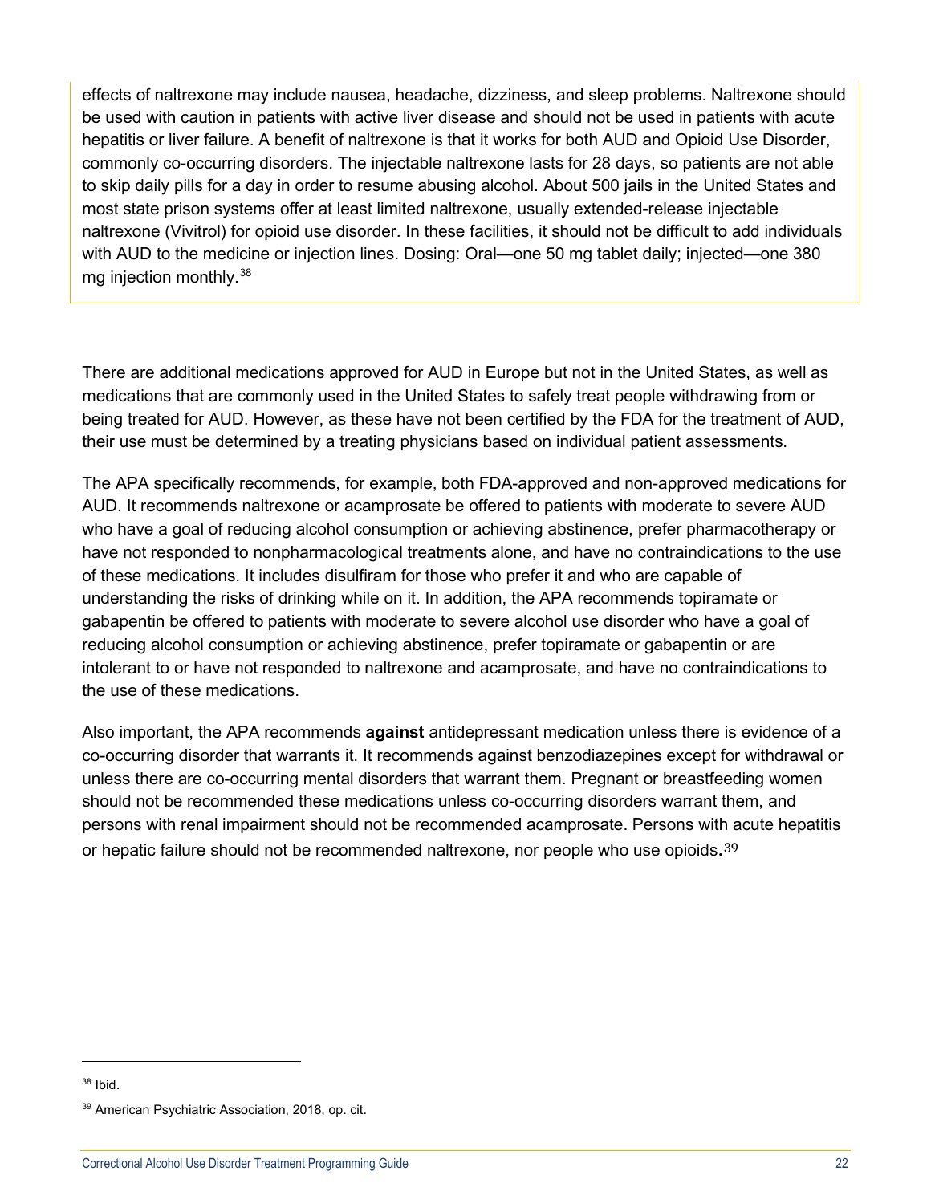effects of naltrexone may include nausea, headache, dizziness, and sleep problems. Naltrexone should be used with caution in patients with active liver disease and should not be used in patients with acute hepatitis or liver failure. A benefit of naltrexone is that it works for both AUD and Opioid Use Disorder, commonly co-occurring disorders. The injectable naltrexone lasts for 28 days, so patients are not able to skip daily pills for a day in order to resume abusing alcohol. About 500 jails in the United States and most state prison systems offer at least limited naltrexone, usually extended-release injectable naltrexone (Vivitrol) for opioid use disorder. In these facilities, it should not be difficult to add individuals with AUD to the medicine or injection lines. Dosing: Oral—one 50 mg tablet daily; injected—one 380 mg injection monthly.[38]

There are additional medications approved for AUD in Europe but not in the United States, as well as medications that are commonly used in the United States to safely treat people withdrawing from or being treated for AUD. However, as these have not been certified by the FDA for the treatment of AUD, their use must be determined by a treating physicians based on individual patient assessments.

The APA specifically recommends, for example, both FDA-approved and non-approved medications for AUD. It recommends naltrexone or acamprosate be offered to patients with moderate to severe AUD who have a goal of reducing alcohol consumption or achieving abstinence, prefer pharmacotherapy or have not responded to nonpharmacological treatments alone, and have no contraindications to the use of these medications. It includes disulfiram for those who prefer it and who are capable of understanding the risks of drinking while on it. In addition, the APA recommends topiramate or gabapentin be offered to patients with moderate to severe alcohol use disorder who have a goal of reducing alcohol consumption or achieving abstinence, prefer topiramate or gabapentin or are intolerant to or have not responded to naltrexone and acamprosate, and have no contraindications to the use of these medications.

Also important, the APA recommends **against** antidepressant medication unless there is evidence of a co-occurring disorder that warrants it. It recommends against benzodiazepines except for withdrawal or unless there are co-occurring mental disorders that warrant them. Pregnant or breastfeeding women should not be recommended these medications unless co-occurring disorders warrant them, and persons with renal impairment should not be recommended acamprosate. Persons with acute hepatitis or hepatic failure should not be recommended naltrexone, nor people who use opioids.[39]

---

[38] Ibid.

[39] American Psychiatric Association, 2018, op. cit.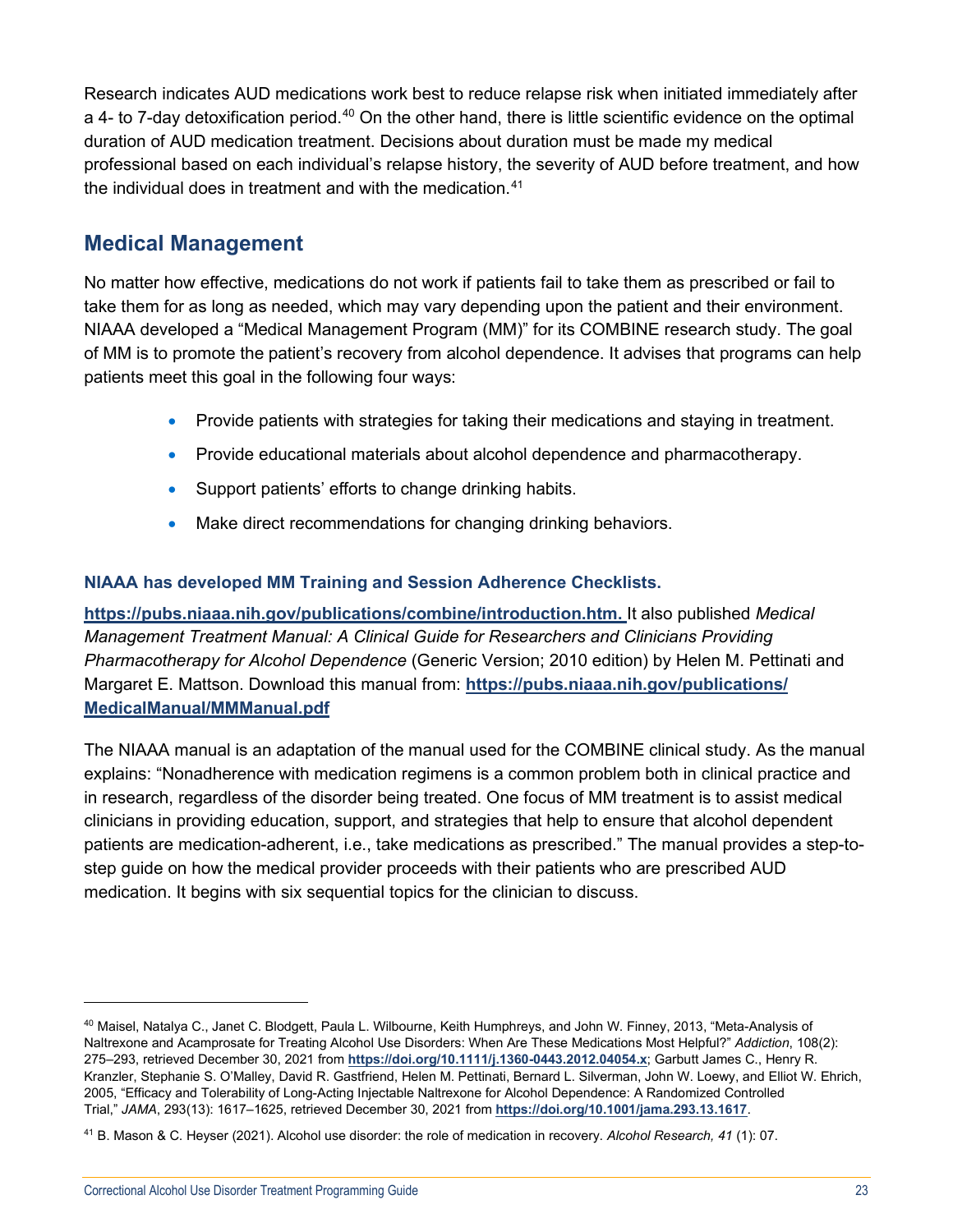Research indicates AUD medications work best to reduce relapse risk when initiated immediately after a 4- to 7-day detoxification period.[40] On the other hand, there is little scientific evidence on the optimal duration of AUD medication treatment. Decisions about duration must be made my medical professional based on each individual's relapse history, the severity of AUD before treatment, and how the individual does in treatment and with the medication.[41]

## Medical Management

No matter how effective, medications do not work if patients fail to take them as prescribed or fail to take them for as long as needed, which may vary depending upon the patient and their environment. NIAAA developed a "Medical Management Program (MM)" for its COMBINE research study. The goal of MM is to promote the patient's recovery from alcohol dependence. It advises that programs can help patients meet this goal in the following four ways:

- Provide patients with strategies for taking their medications and staying in treatment.
- Provide educational materials about alcohol dependence and pharmacotherapy.
- Support patients' efforts to change drinking habits.
- Make direct recommendations for changing drinking behaviors.

**NIAAA has developed MM Training and Session Adherence Checklists.**

**https://pubs.niaaa.nih.gov/publications/combine/introduction.htm.** It also published *Medical Management Treatment Manual: A Clinical Guide for Researchers and Clinicians Providing Pharmacotherapy for Alcohol Dependence* (Generic Version; 2010 edition) by Helen M. Pettinati and Margaret E. Mattson. Download this manual from: **https://pubs.niaaa.nih.gov/publications/MedicalManual/MMManual.pdf**

The NIAAA manual is an adaptation of the manual used for the COMBINE clinical study. As the manual explains: "Nonadherence with medication regimens is a common problem both in clinical practice and in research, regardless of the disorder being treated. One focus of MM treatment is to assist medical clinicians in providing education, support, and strategies that help to ensure that alcohol dependent patients are medication-adherent, i.e., take medications as prescribed." The manual provides a step-to-step guide on how the medical provider proceeds with their patients who are prescribed AUD medication. It begins with six sequential topics for the clinician to discuss.

---

[40] Maisel, Natalya C., Janet C. Blodgett, Paula L. Wilbourne, Keith Humphreys, and John W. Finney, 2013, "Meta-Analysis of Naltrexone and Acamprosate for Treating Alcohol Use Disorders: When Are These Medications Most Helpful?" *Addiction*, 108(2): 275–293, retrieved December 30, 2021 from **https://doi.org/10.1111/j.1360-0443.2012.04054.x**; Garbutt James C., Henry R. Kranzler, Stephanie S. O'Malley, David R. Gastfriend, Helen M. Pettinati, Bernard L. Silverman, John W. Loewy, and Elliot W. Ehrich, 2005, "Efficacy and Tolerability of Long-Acting Injectable Naltrexone for Alcohol Dependence: A Randomized Controlled Trial," *JAMA*, 293(13): 1617–1625, retrieved December 30, 2021 from **https://doi.org/10.1001/jama.293.13.1617**.

[41] B. Mason & C. Heyser (2021). Alcohol use disorder: the role of medication in recovery. *Alcohol Research, 41* (1): 07.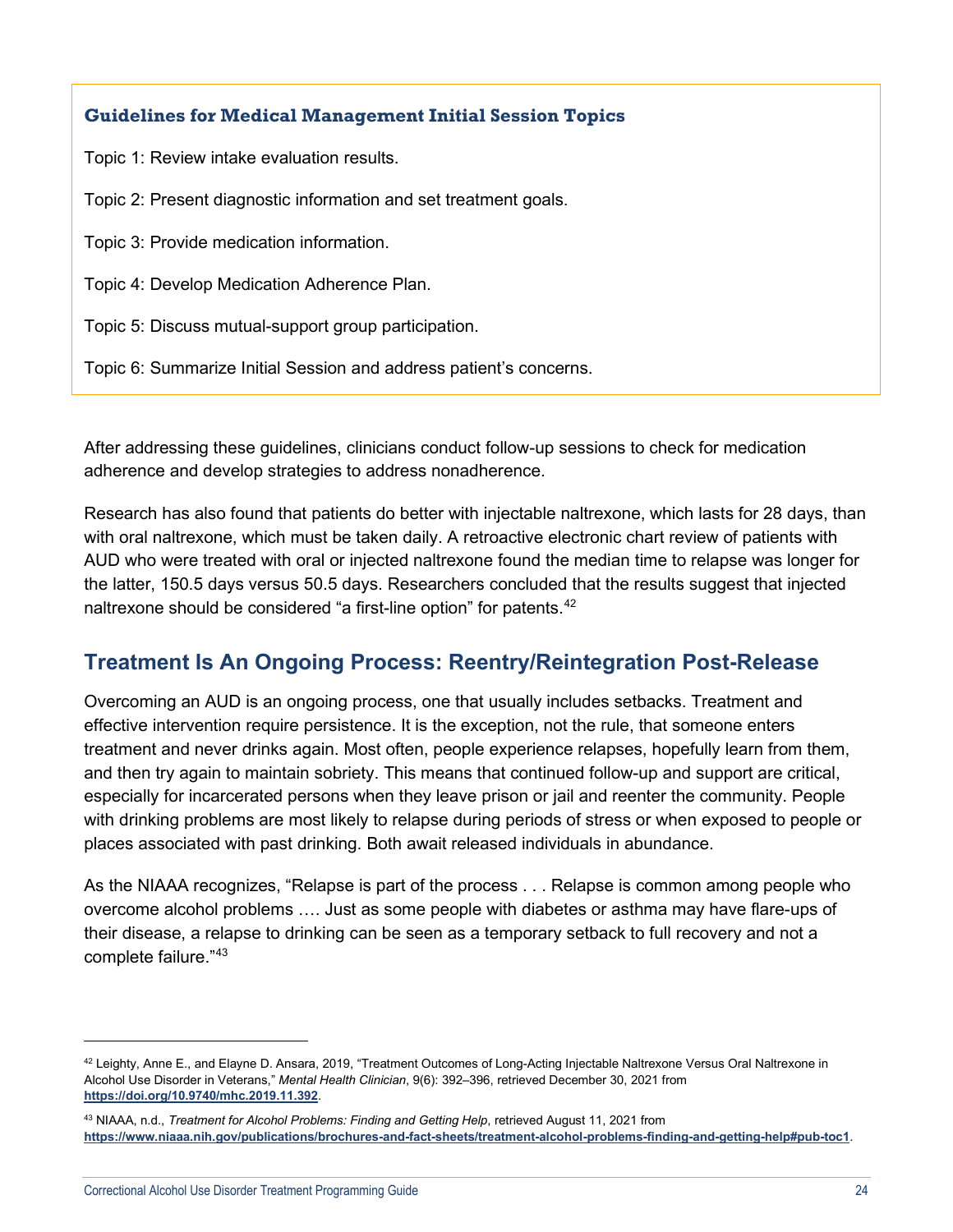**Guidelines for Medical Management Initial Session Topics**

Topic 1: Review intake evaluation results.

Topic 2: Present diagnostic information and set treatment goals.

Topic 3: Provide medication information.

Topic 4: Develop Medication Adherence Plan.

Topic 5: Discuss mutual-support group participation.

Topic 6: Summarize Initial Session and address patient's concerns.

After addressing these guidelines, clinicians conduct follow-up sessions to check for medication adherence and develop strategies to address nonadherence.

Research has also found that patients do better with injectable naltrexone, which lasts for 28 days, than with oral naltrexone, which must be taken daily. A retroactive electronic chart review of patients with AUD who were treated with oral or injected naltrexone found the median time to relapse was longer for the latter, 150.5 days versus 50.5 days. Researchers concluded that the results suggest that injected naltrexone should be considered "a first-line option" for patents.[42]

## Treatment Is An Ongoing Process: Reentry/Reintegration Post-Release

Overcoming an AUD is an ongoing process, one that usually includes setbacks. Treatment and effective intervention require persistence. It is the exception, not the rule, that someone enters treatment and never drinks again. Most often, people experience relapses, hopefully learn from them, and then try again to maintain sobriety. This means that continued follow-up and support are critical, especially for incarcerated persons when they leave prison or jail and reenter the community. People with drinking problems are most likely to relapse during periods of stress or when exposed to people or places associated with past drinking. Both await released individuals in abundance.

As the NIAAA recognizes, "Relapse is part of the process . . . Relapse is common among people who overcome alcohol problems …. Just as some people with diabetes or asthma may have flare-ups of their disease, a relapse to drinking can be seen as a temporary setback to full recovery and not a complete failure."[43]

---

[42] Leighty, Anne E., and Elayne D. Ansara, 2019, "Treatment Outcomes of Long-Acting Injectable Naltrexone Versus Oral Naltrexone in Alcohol Use Disorder in Veterans," *Mental Health Clinician*, 9(6): 392–396, retrieved December 30, 2021 from **https://doi.org/10.9740/mhc.2019.11.392**.

[43] NIAAA, n.d., *Treatment for Alcohol Problems: Finding and Getting Help*, retrieved August 11, 2021 from **https://www.niaaa.nih.gov/publications/brochures-and-fact-sheets/treatment-alcohol-problems-finding-and-getting-help#pub-toc1**.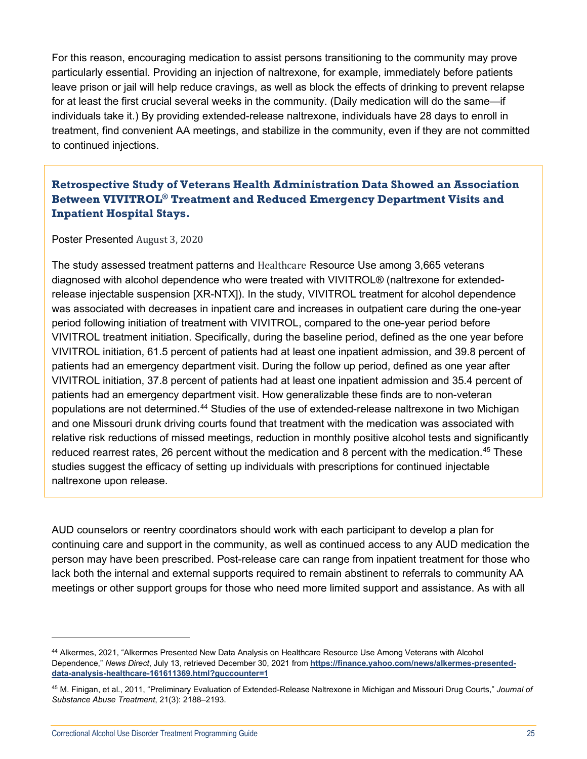For this reason, encouraging medication to assist persons transitioning to the community may prove particularly essential. Providing an injection of naltrexone, for example, immediately before patients leave prison or jail will help reduce cravings, as well as block the effects of drinking to prevent relapse for at least the first crucial several weeks in the community. (Daily medication will do the same—if individuals take it.) By providing extended-release naltrexone, individuals have 28 days to enroll in treatment, find convenient AA meetings, and stabilize in the community, even if they are not committed to continued injections.

### Retrospective Study of Veterans Health Administration Data Showed an Association Between VIVITROL® Treatment and Reduced Emergency Department Visits and Inpatient Hospital Stays.

Poster Presented August 3, 2020

The study assessed treatment patterns and Healthcare Resource Use among 3,665 veterans diagnosed with alcohol dependence who were treated with VIVITROL® (naltrexone for extended-release injectable suspension [XR-NTX]). In the study, VIVITROL treatment for alcohol dependence was associated with decreases in inpatient care and increases in outpatient care during the one-year period following initiation of treatment with VIVITROL, compared to the one-year period before VIVITROL treatment initiation. Specifically, during the baseline period, defined as the one year before VIVITROL initiation, 61.5 percent of patients had at least one inpatient admission, and 39.8 percent of patients had an emergency department visit. During the follow up period, defined as one year after VIVITROL initiation, 37.8 percent of patients had at least one inpatient admission and 35.4 percent of patients had an emergency department visit. How generalizable these finds are to non-veteran populations are not determined.[44] Studies of the use of extended-release naltrexone in two Michigan and one Missouri drunk driving courts found that treatment with the medication was associated with relative risk reductions of missed meetings, reduction in monthly positive alcohol tests and significantly reduced rearrest rates, 26 percent without the medication and 8 percent with the medication.[45] These studies suggest the efficacy of setting up individuals with prescriptions for continued injectable naltrexone upon release.

AUD counselors or reentry coordinators should work with each participant to develop a plan for continuing care and support in the community, as well as continued access to any AUD medication the person may have been prescribed. Post-release care can range from inpatient treatment for those who lack both the internal and external supports required to remain abstinent to referrals to community AA meetings or other support groups for those who need more limited support and assistance. As with all

---

[44] Alkermes, 2021, "Alkermes Presented New Data Analysis on Healthcare Resource Use Among Veterans with Alcohol Dependence," *News Direct*, July 13, retrieved December 30, 2021 from **https://finance.yahoo.com/news/alkermes-presented-data-analysis-healthcare-161611369.html?guccounter=1**

[45] M. Finigan, et al., 2011, "Preliminary Evaluation of Extended-Release Naltrexone in Michigan and Missouri Drug Courts," *Journal of Substance Abuse Treatment*, 21(3): 2188–2193.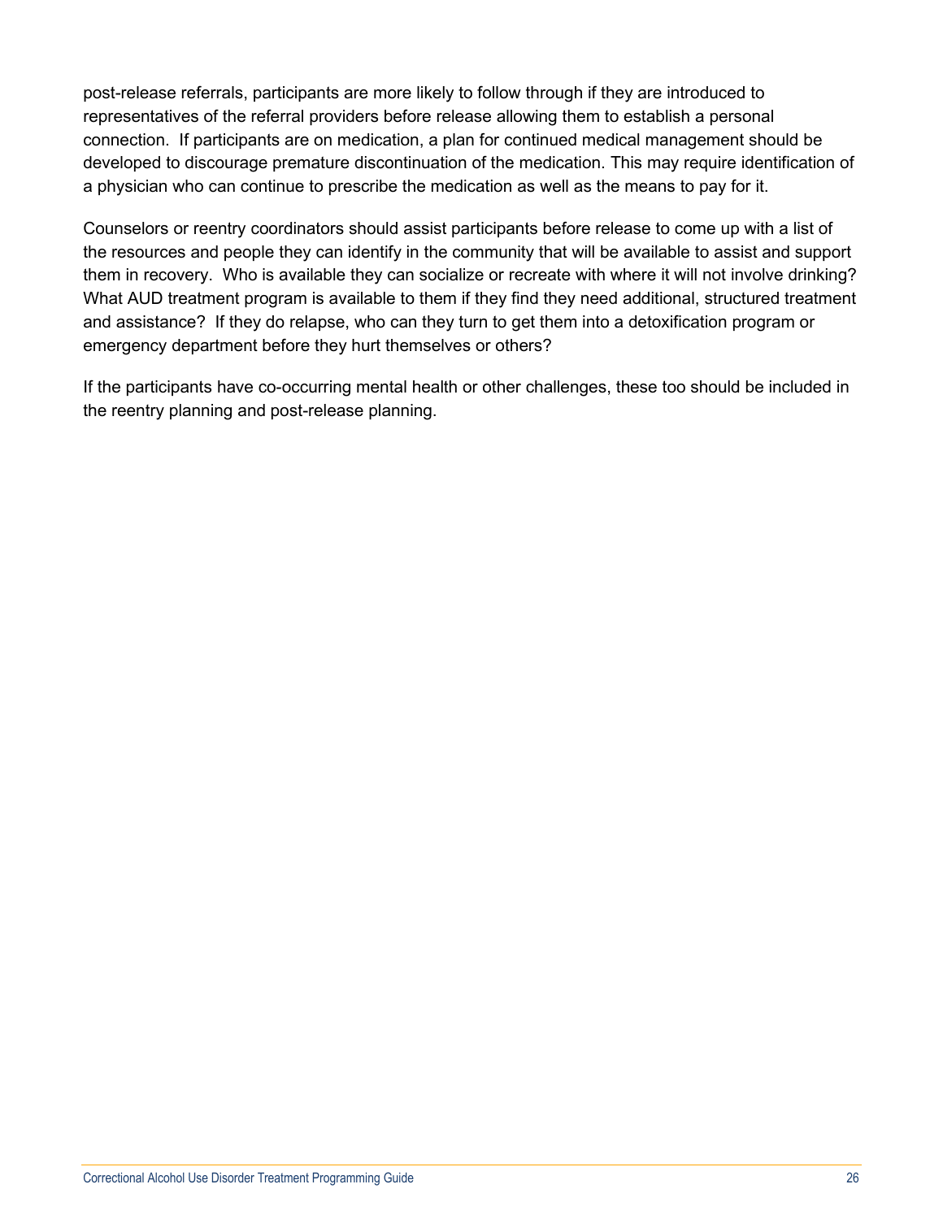post-release referrals, participants are more likely to follow through if they are introduced to representatives of the referral providers before release allowing them to establish a personal connection. If participants are on medication, a plan for continued medical management should be developed to discourage premature discontinuation of the medication. This may require identification of a physician who can continue to prescribe the medication as well as the means to pay for it.

Counselors or reentry coordinators should assist participants before release to come up with a list of the resources and people they can identify in the community that will be available to assist and support them in recovery. Who is available they can socialize or recreate with where it will not involve drinking? What AUD treatment program is available to them if they find they need additional, structured treatment and assistance? If they do relapse, who can they turn to get them into a detoxification program or emergency department before they hurt themselves or others?

If the participants have co-occurring mental health or other challenges, these too should be included in the reentry planning and post-release planning.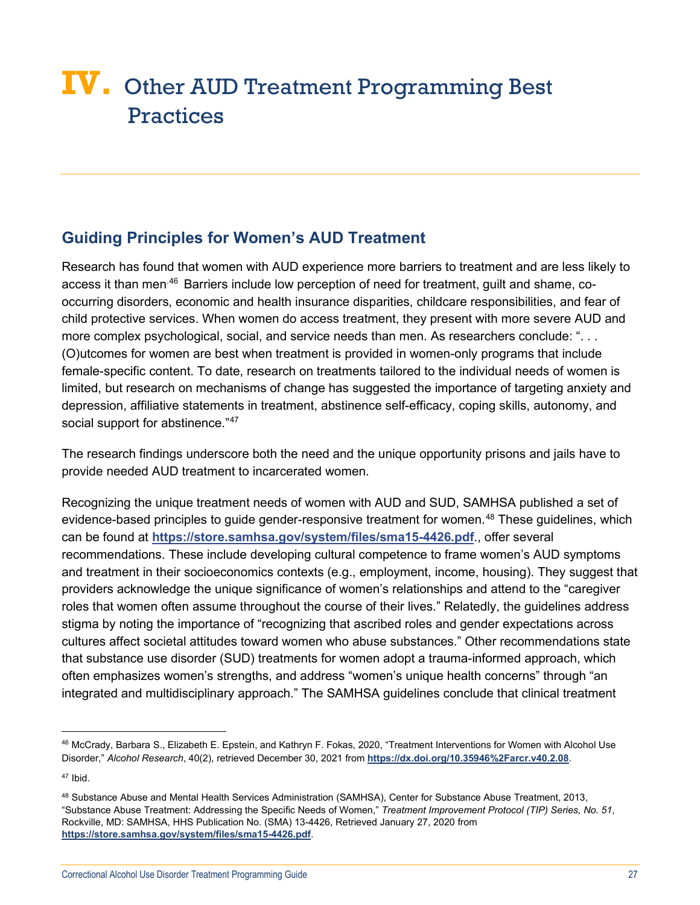# IV. Other AUD Treatment Programming Best Practices

## Guiding Principles for Women's AUD Treatment

Research has found that women with AUD experience more barriers to treatment and are less likely to access it than men.[46] Barriers include low perception of need for treatment, guilt and shame, co-occurring disorders, economic and health insurance disparities, childcare responsibilities, and fear of child protective services. When women do access treatment, they present with more severe AUD and more complex psychological, social, and service needs than men. As researchers conclude: ". . . (O)utcomes for women are best when treatment is provided in women-only programs that include female-specific content. To date, research on treatments tailored to the individual needs of women is limited, but research on mechanisms of change has suggested the importance of targeting anxiety and depression, affiliative statements in treatment, abstinence self-efficacy, coping skills, autonomy, and social support for abstinence."[47]

The research findings underscore both the need and the unique opportunity prisons and jails have to provide needed AUD treatment to incarcerated women.

Recognizing the unique treatment needs of women with AUD and SUD, SAMHSA published a set of evidence-based principles to guide gender-responsive treatment for women.[48] These guidelines, which can be found at **https://store.samhsa.gov/system/files/sma15-4426.pdf**., offer several recommendations. These include developing cultural competence to frame women's AUD symptoms and treatment in their socioeconomics contexts (e.g., employment, income, housing). They suggest that providers acknowledge the unique significance of women's relationships and attend to the "caregiver roles that women often assume throughout the course of their lives." Relatedly, the guidelines address stigma by noting the importance of "recognizing that ascribed roles and gender expectations across cultures affect societal attitudes toward women who abuse substances." Other recommendations state that substance use disorder (SUD) treatments for women adopt a trauma-informed approach, which often emphasizes women's strengths, and address "women's unique health concerns" through "an integrated and multidisciplinary approach." The SAMHSA guidelines conclude that clinical treatment

---

[46] McCrady, Barbara S., Elizabeth E. Epstein, and Kathryn F. Fokas, 2020, "Treatment Interventions for Women with Alcohol Use Disorder," *Alcohol Research*, 40(2), retrieved December 30, 2021 from **https://dx.doi.org/10.35946%2Farcr.v40.2.08**.

[47] Ibid.

[48] Substance Abuse and Mental Health Services Administration (SAMHSA), Center for Substance Abuse Treatment, 2013, "Substance Abuse Treatment: Addressing the Specific Needs of Women," *Treatment Improvement Protocol (TIP) Series, No. 51*, Rockville, MD: SAMHSA, HHS Publication No. (SMA) 13-4426, Retrieved January 27, 2020 from **https://store.samhsa.gov/system/files/sma15-4426.pdf**.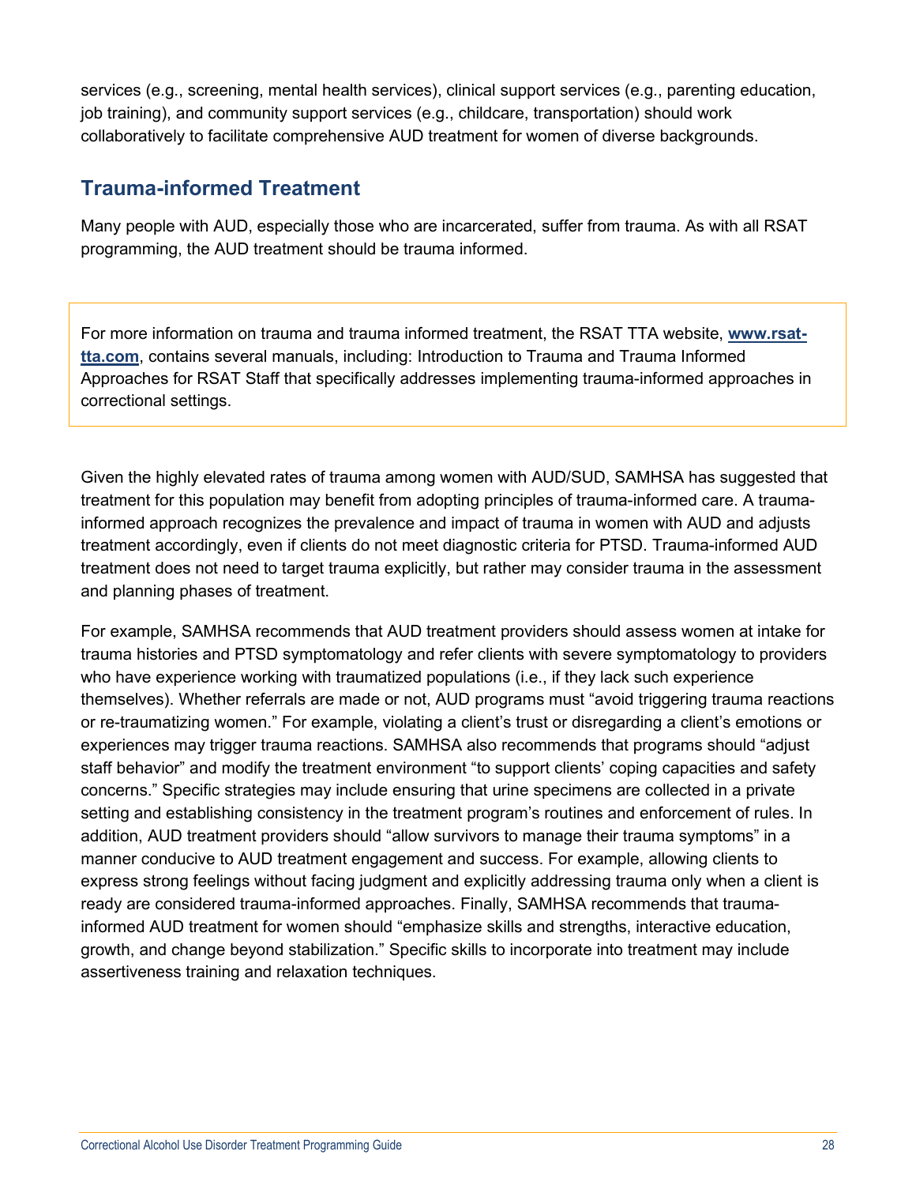services (e.g., screening, mental health services), clinical support services (e.g., parenting education, job training), and community support services (e.g., childcare, transportation) should work collaboratively to facilitate comprehensive AUD treatment for women of diverse backgrounds.

## Trauma-informed Treatment

Many people with AUD, especially those who are incarcerated, suffer from trauma. As with all RSAT programming, the AUD treatment should be trauma informed.

> For more information on trauma and trauma informed treatment, the RSAT TTA website, **www.rsat-tta.com**, contains several manuals, including: Introduction to Trauma and Trauma Informed Approaches for RSAT Staff that specifically addresses implementing trauma-informed approaches in correctional settings.

Given the highly elevated rates of trauma among women with AUD/SUD, SAMHSA has suggested that treatment for this population may benefit from adopting principles of trauma-informed care. A trauma-informed approach recognizes the prevalence and impact of trauma in women with AUD and adjusts treatment accordingly, even if clients do not meet diagnostic criteria for PTSD. Trauma-informed AUD treatment does not need to target trauma explicitly, but rather may consider trauma in the assessment and planning phases of treatment.

For example, SAMHSA recommends that AUD treatment providers should assess women at intake for trauma histories and PTSD symptomatology and refer clients with severe symptomatology to providers who have experience working with traumatized populations (i.e., if they lack such experience themselves). Whether referrals are made or not, AUD programs must "avoid triggering trauma reactions or re-traumatizing women." For example, violating a client's trust or disregarding a client's emotions or experiences may trigger trauma reactions. SAMHSA also recommends that programs should "adjust staff behavior" and modify the treatment environment "to support clients' coping capacities and safety concerns." Specific strategies may include ensuring that urine specimens are collected in a private setting and establishing consistency in the treatment program's routines and enforcement of rules. In addition, AUD treatment providers should "allow survivors to manage their trauma symptoms" in a manner conducive to AUD treatment engagement and success. For example, allowing clients to express strong feelings without facing judgment and explicitly addressing trauma only when a client is ready are considered trauma-informed approaches. Finally, SAMHSA recommends that trauma-informed AUD treatment for women should "emphasize skills and strengths, interactive education, growth, and change beyond stabilization." Specific skills to incorporate into treatment may include assertiveness training and relaxation techniques.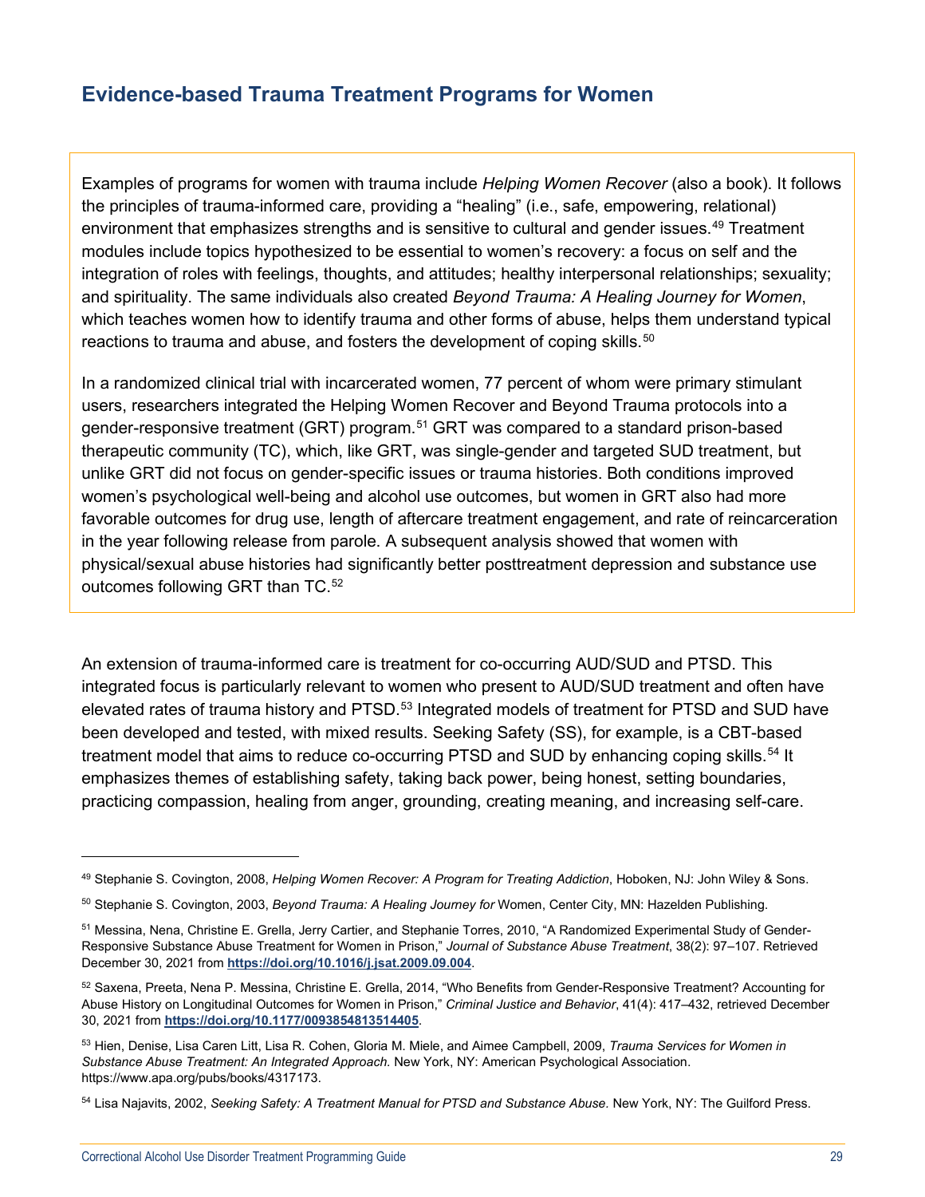## Evidence-based Trauma Treatment Programs for Women

Examples of programs for women with trauma include *Helping Women Recover* (also a book). It follows the principles of trauma-informed care, providing a "healing" (i.e., safe, empowering, relational) environment that emphasizes strengths and is sensitive to cultural and gender issues.[49] Treatment modules include topics hypothesized to be essential to women's recovery: a focus on self and the integration of roles with feelings, thoughts, and attitudes; healthy interpersonal relationships; sexuality; and spirituality. The same individuals also created *Beyond Trauma: A Healing Journey for Women*, which teaches women how to identify trauma and other forms of abuse, helps them understand typical reactions to trauma and abuse, and fosters the development of coping skills.[50]

In a randomized clinical trial with incarcerated women, 77 percent of whom were primary stimulant users, researchers integrated the Helping Women Recover and Beyond Trauma protocols into a gender-responsive treatment (GRT) program.[51] GRT was compared to a standard prison-based therapeutic community (TC), which, like GRT, was single-gender and targeted SUD treatment, but unlike GRT did not focus on gender-specific issues or trauma histories. Both conditions improved women's psychological well-being and alcohol use outcomes, but women in GRT also had more favorable outcomes for drug use, length of aftercare treatment engagement, and rate of reincarceration in the year following release from parole. A subsequent analysis showed that women with physical/sexual abuse histories had significantly better posttreatment depression and substance use outcomes following GRT than TC.[52]

An extension of trauma-informed care is treatment for co-occurring AUD/SUD and PTSD. This integrated focus is particularly relevant to women who present to AUD/SUD treatment and often have elevated rates of trauma history and PTSD.[53] Integrated models of treatment for PTSD and SUD have been developed and tested, with mixed results. Seeking Safety (SS), for example, is a CBT-based treatment model that aims to reduce co-occurring PTSD and SUD by enhancing coping skills.[54] It emphasizes themes of establishing safety, taking back power, being honest, setting boundaries, practicing compassion, healing from anger, grounding, creating meaning, and increasing self-care.

---

[49] Stephanie S. Covington, 2008, *Helping Women Recover: A Program for Treating Addiction*, Hoboken, NJ: John Wiley & Sons.

[50] Stephanie S. Covington, 2003, *Beyond Trauma: A Healing Journey for* Women, Center City, MN: Hazelden Publishing.

[51] Messina, Nena, Christine E. Grella, Jerry Cartier, and Stephanie Torres, 2010, "A Randomized Experimental Study of Gender-Responsive Substance Abuse Treatment for Women in Prison," *Journal of Substance Abuse Treatment*, 38(2): 97–107. Retrieved December 30, 2021 from **https://doi.org/10.1016/j.jsat.2009.09.004**.

[52] Saxena, Preeta, Nena P. Messina, Christine E. Grella, 2014, "Who Benefits from Gender-Responsive Treatment? Accounting for Abuse History on Longitudinal Outcomes for Women in Prison," *Criminal Justice and Behavior*, 41(4): 417–432, retrieved December 30, 2021 from **https://doi.org/10.1177/0093854813514405**.

[53] Hien, Denise, Lisa Caren Litt, Lisa R. Cohen, Gloria M. Miele, and Aimee Campbell, 2009, *Trauma Services for Women in Substance Abuse Treatment: An Integrated Approach.* New York, NY: American Psychological Association. https://www.apa.org/pubs/books/4317173.

[54] Lisa Najavits, 2002, *Seeking Safety: A Treatment Manual for PTSD and Substance Abuse.* New York, NY: The Guilford Press.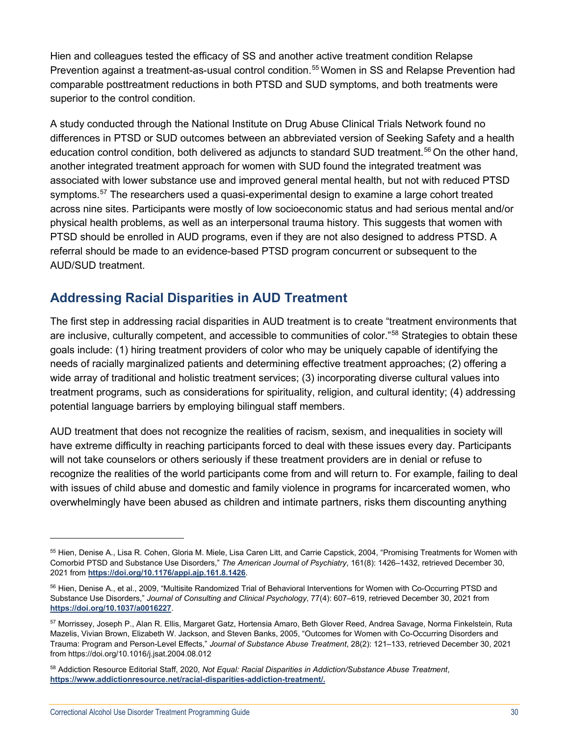Hien and colleagues tested the efficacy of SS and another active treatment condition Relapse Prevention against a treatment-as-usual control condition.[55] Women in SS and Relapse Prevention had comparable posttreatment reductions in both PTSD and SUD symptoms, and both treatments were superior to the control condition.

A study conducted through the National Institute on Drug Abuse Clinical Trials Network found no differences in PTSD or SUD outcomes between an abbreviated version of Seeking Safety and a health education control condition, both delivered as adjuncts to standard SUD treatment.[56] On the other hand, another integrated treatment approach for women with SUD found the integrated treatment was associated with lower substance use and improved general mental health, but not with reduced PTSD symptoms.[57] The researchers used a quasi-experimental design to examine a large cohort treated across nine sites. Participants were mostly of low socioeconomic status and had serious mental and/or physical health problems, as well as an interpersonal trauma history. This suggests that women with PTSD should be enrolled in AUD programs, even if they are not also designed to address PTSD. A referral should be made to an evidence-based PTSD program concurrent or subsequent to the AUD/SUD treatment.

## Addressing Racial Disparities in AUD Treatment

The first step in addressing racial disparities in AUD treatment is to create "treatment environments that are inclusive, culturally competent, and accessible to communities of color."[58] Strategies to obtain these goals include: (1) hiring treatment providers of color who may be uniquely capable of identifying the needs of racially marginalized patients and determining effective treatment approaches; (2) offering a wide array of traditional and holistic treatment services; (3) incorporating diverse cultural values into treatment programs, such as considerations for spirituality, religion, and cultural identity; (4) addressing potential language barriers by employing bilingual staff members.

AUD treatment that does not recognize the realities of racism, sexism, and inequalities in society will have extreme difficulty in reaching participants forced to deal with these issues every day. Participants will not take counselors or others seriously if these treatment providers are in denial or refuse to recognize the realities of the world participants come from and will return to. For example, failing to deal with issues of child abuse and domestic and family violence in programs for incarcerated women, who overwhelmingly have been abused as children and intimate partners, risks them discounting anything

---

[55] Hien, Denise A., Lisa R. Cohen, Gloria M. Miele, Lisa Caren Litt, and Carrie Capstick, 2004, "Promising Treatments for Women with Comorbid PTSD and Substance Use Disorders," *The American Journal of Psychiatry*, 161(8): 1426–1432, retrieved December 30, 2021 from **https://doi.org/10.1176/appi.ajp.161.8.1426**.

[56] Hien, Denise A., et al., 2009, "Multisite Randomized Trial of Behavioral Interventions for Women with Co-Occurring PTSD and Substance Use Disorders," *Journal of Consulting and Clinical Psychology*, 77(4): 607–619, retrieved December 30, 2021 from **https://doi.org/10.1037/a0016227**.

[57] Morrissey, Joseph P., Alan R. Ellis, Margaret Gatz, Hortensia Amaro, Beth Glover Reed, Andrea Savage, Norma Finkelstein, Ruta Mazelis, Vivian Brown, Elizabeth W. Jackson, and Steven Banks, 2005, "Outcomes for Women with Co-Occurring Disorders and Trauma: Program and Person-Level Effects," *Journal of Substance Abuse Treatment*, 28(2): 121–133, retrieved December 30, 2021 from https://doi.org/10.1016/j.jsat.2004.08.012

[58] Addiction Resource Editorial Staff, 2020, *Not Equal: Racial Disparities in Addiction/Substance Abuse Treatment*, **https://www.addictionresource.net/racial-disparities-addiction-treatment/.**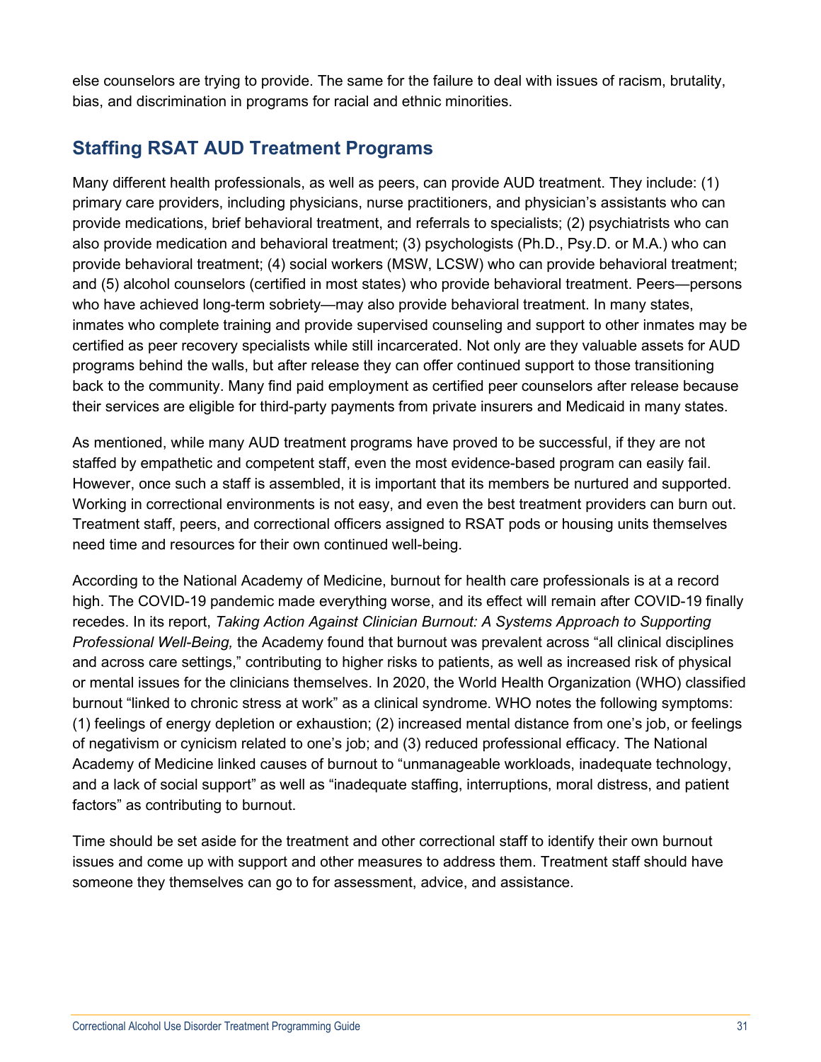else counselors are trying to provide. The same for the failure to deal with issues of racism, brutality, bias, and discrimination in programs for racial and ethnic minorities.

## Staffing RSAT AUD Treatment Programs

Many different health professionals, as well as peers, can provide AUD treatment. They include: (1) primary care providers, including physicians, nurse practitioners, and physician's assistants who can provide medications, brief behavioral treatment, and referrals to specialists; (2) psychiatrists who can also provide medication and behavioral treatment; (3) psychologists (Ph.D., Psy.D. or M.A.) who can provide behavioral treatment; (4) social workers (MSW, LCSW) who can provide behavioral treatment; and (5) alcohol counselors (certified in most states) who provide behavioral treatment. Peers—persons who have achieved long-term sobriety—may also provide behavioral treatment. In many states, inmates who complete training and provide supervised counseling and support to other inmates may be certified as peer recovery specialists while still incarcerated. Not only are they valuable assets for AUD programs behind the walls, but after release they can offer continued support to those transitioning back to the community. Many find paid employment as certified peer counselors after release because their services are eligible for third-party payments from private insurers and Medicaid in many states.

As mentioned, while many AUD treatment programs have proved to be successful, if they are not staffed by empathetic and competent staff, even the most evidence-based program can easily fail. However, once such a staff is assembled, it is important that its members be nurtured and supported. Working in correctional environments is not easy, and even the best treatment providers can burn out. Treatment staff, peers, and correctional officers assigned to RSAT pods or housing units themselves need time and resources for their own continued well-being.

According to the National Academy of Medicine, burnout for health care professionals is at a record high. The COVID-19 pandemic made everything worse, and its effect will remain after COVID-19 finally recedes. In its report, *Taking Action Against Clinician Burnout: A Systems Approach to Supporting Professional Well-Being,* the Academy found that burnout was prevalent across "all clinical disciplines and across care settings," contributing to higher risks to patients, as well as increased risk of physical or mental issues for the clinicians themselves. In 2020, the World Health Organization (WHO) classified burnout "linked to chronic stress at work" as a clinical syndrome. WHO notes the following symptoms: (1) feelings of energy depletion or exhaustion; (2) increased mental distance from one's job, or feelings of negativism or cynicism related to one's job; and (3) reduced professional efficacy. The National Academy of Medicine linked causes of burnout to "unmanageable workloads, inadequate technology, and a lack of social support" as well as "inadequate staffing, interruptions, moral distress, and patient factors" as contributing to burnout.

Time should be set aside for the treatment and other correctional staff to identify their own burnout issues and come up with support and other measures to address them. Treatment staff should have someone they themselves can go to for assessment, advice, and assistance.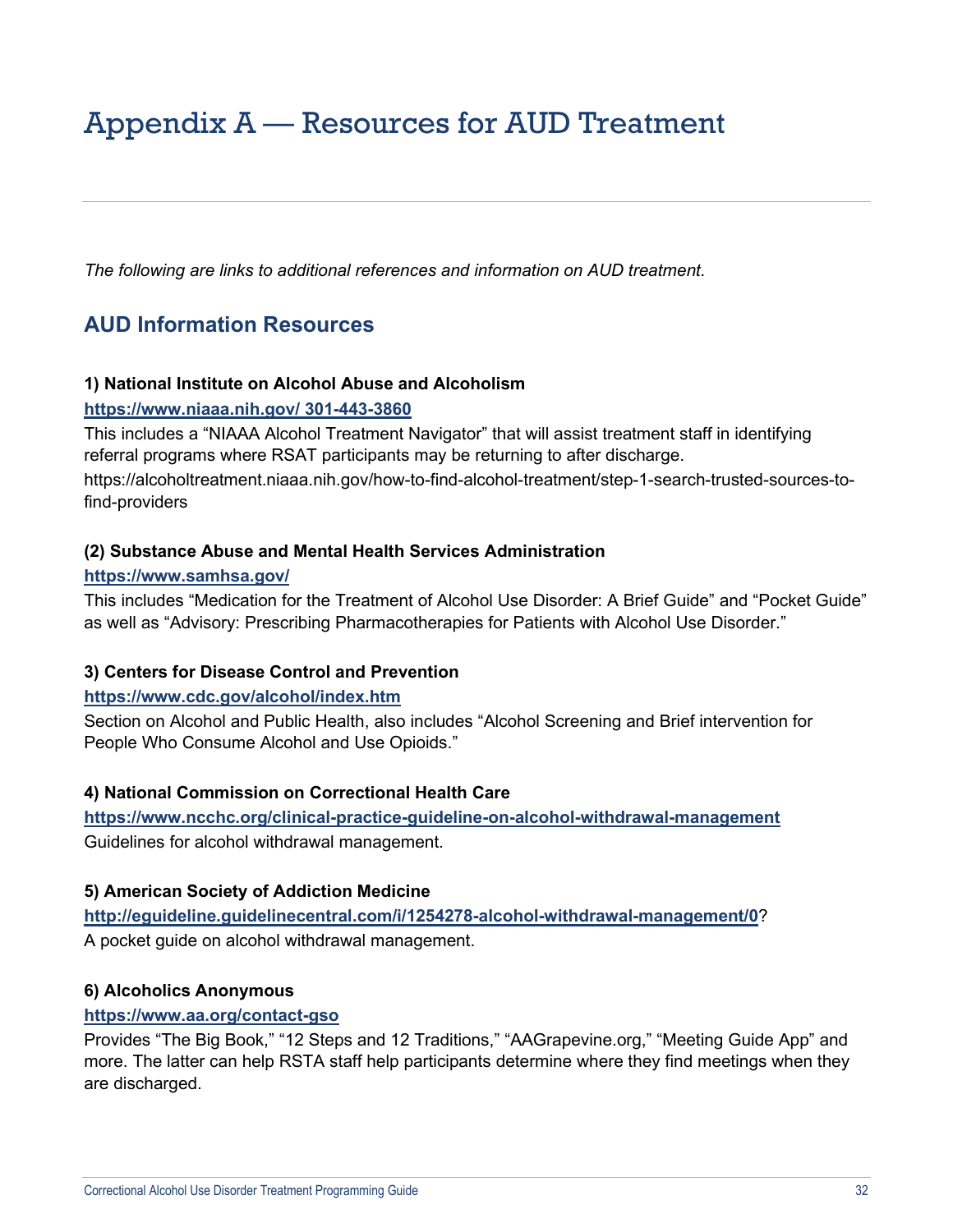# Appendix A — Resources for AUD Treatment

*The following are links to additional references and information on AUD treatment.*

## AUD Information Resources

**1) National Institute on Alcohol Abuse and Alcoholism**

**https://www.niaaa.nih.gov/ 301-443-3860**

This includes a "NIAAA Alcohol Treatment Navigator" that will assist treatment staff in identifying referral programs where RSAT participants may be returning to after discharge. https://alcoholtreatment.niaaa.nih.gov/how-to-find-alcohol-treatment/step-1-search-trusted-sources-to-find-providers

**(2) Substance Abuse and Mental Health Services Administration**

**https://www.samhsa.gov/**

This includes "Medication for the Treatment of Alcohol Use Disorder: A Brief Guide" and "Pocket Guide" as well as "Advisory: Prescribing Pharmacotherapies for Patients with Alcohol Use Disorder."

**3) Centers for Disease Control and Prevention**

**https://www.cdc.gov/alcohol/index.htm**

Section on Alcohol and Public Health, also includes "Alcohol Screening and Brief intervention for People Who Consume Alcohol and Use Opioids."

**4) National Commission on Correctional Health Care**

**https://www.ncchc.org/clinical-practice-guideline-on-alcohol-withdrawal-management**

Guidelines for alcohol withdrawal management.

**5) American Society of Addiction Medicine**

**http://eguideline.guidelinecentral.com/i/1254278-alcohol-withdrawal-management/0**?

A pocket guide on alcohol withdrawal management.

**6) Alcoholics Anonymous**

**https://www.aa.org/contact-gso**

Provides "The Big Book," "12 Steps and 12 Traditions," "AAGrapevine.org," "Meeting Guide App" and more. The latter can help RSTA staff help participants determine where they find meetings when they are discharged.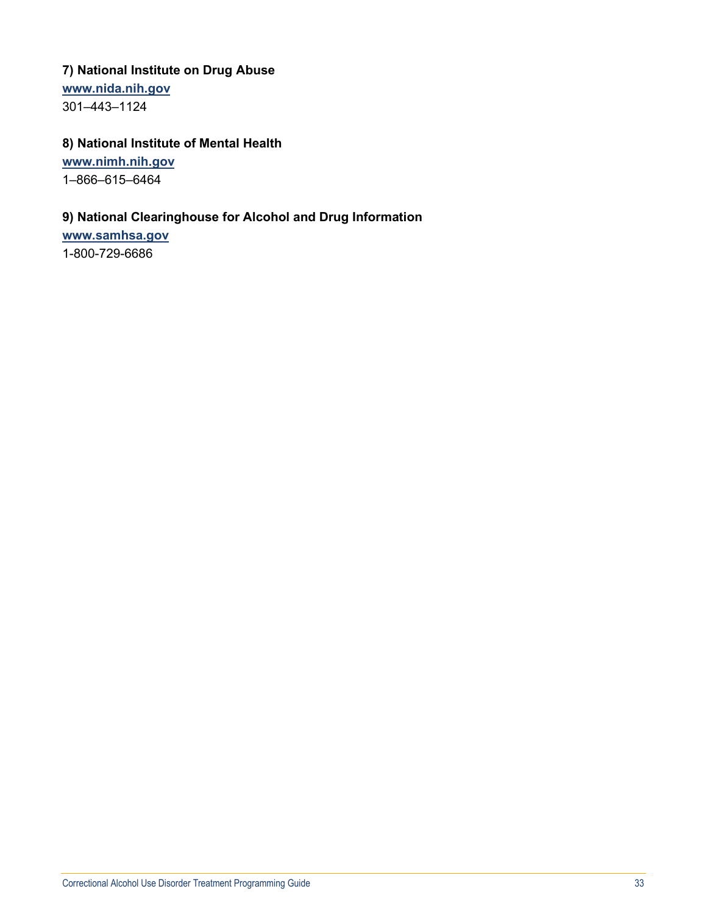**7) National Institute on Drug Abuse**

[www.nida.nih.gov](http://www.nida.nih.gov)

301–443–1124

**8) National Institute of Mental Health**

[www.nimh.nih.gov](http://www.nimh.nih.gov)

1–866–615–6464

**9) National Clearinghouse for Alcohol and Drug Information**

[www.samhsa.gov](http://www.samhsa.gov)

1-800-729-6686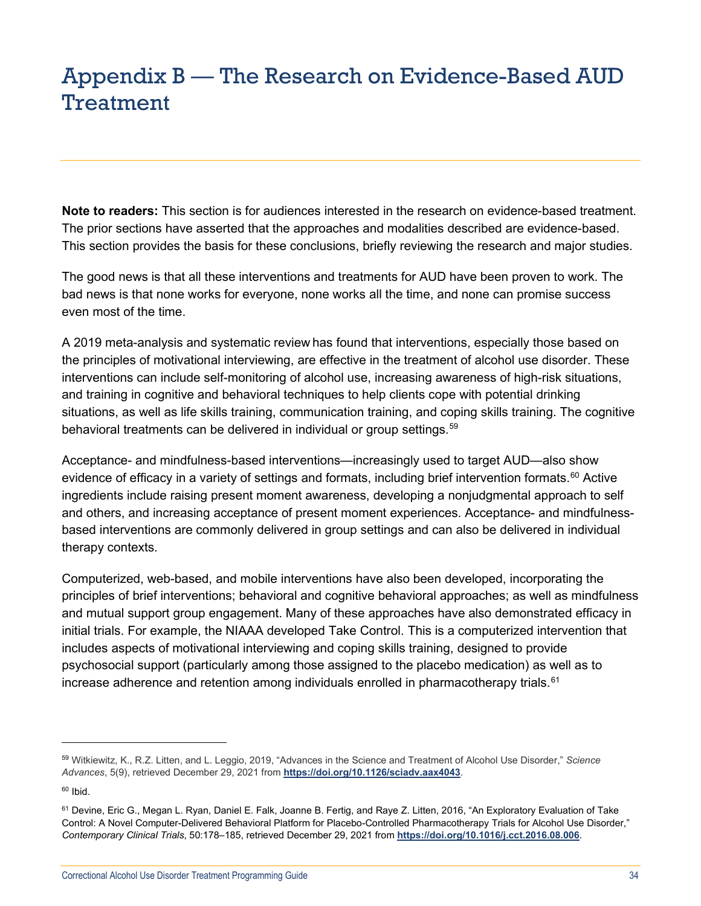# Appendix B — The Research on Evidence-Based AUD Treatment

**Note to readers:** This section is for audiences interested in the research on evidence-based treatment. The prior sections have asserted that the approaches and modalities described are evidence-based. This section provides the basis for these conclusions, briefly reviewing the research and major studies.

The good news is that all these interventions and treatments for AUD have been proven to work. The bad news is that none works for everyone, none works all the time, and none can promise success even most of the time.

A 2019 meta-analysis and systematic review has found that interventions, especially those based on the principles of motivational interviewing, are effective in the treatment of alcohol use disorder. These interventions can include self-monitoring of alcohol use, increasing awareness of high-risk situations, and training in cognitive and behavioral techniques to help clients cope with potential drinking situations, as well as life skills training, communication training, and coping skills training. The cognitive behavioral treatments can be delivered in individual or group settings.[59]

Acceptance- and mindfulness-based interventions—increasingly used to target AUD—also show evidence of efficacy in a variety of settings and formats, including brief intervention formats.[60] Active ingredients include raising present moment awareness, developing a nonjudgmental approach to self and others, and increasing acceptance of present moment experiences. Acceptance- and mindfulness-based interventions are commonly delivered in group settings and can also be delivered in individual therapy contexts.

Computerized, web-based, and mobile interventions have also been developed, incorporating the principles of brief interventions; behavioral and cognitive behavioral approaches; as well as mindfulness and mutual support group engagement. Many of these approaches have also demonstrated efficacy in initial trials. For example, the NIAAA developed Take Control. This is a computerized intervention that includes aspects of motivational interviewing and coping skills training, designed to provide psychosocial support (particularly among those assigned to the placebo medication) as well as to increase adherence and retention among individuals enrolled in pharmacotherapy trials.[61]

---

[59] Witkiewitz, K., R.Z. Litten, and L. Leggio, 2019, "Advances in the Science and Treatment of Alcohol Use Disorder," *Science Advances*, 5(9), retrieved December 29, 2021 from **https://doi.org/10.1126/sciadv.aax4043**.

[60] Ibid.

[61] Devine, Eric G., Megan L. Ryan, Daniel E. Falk, Joanne B. Fertig, and Raye Z. Litten, 2016, "An Exploratory Evaluation of Take Control: A Novel Computer-Delivered Behavioral Platform for Placebo-Controlled Pharmacotherapy Trials for Alcohol Use Disorder," *Contemporary Clinical Trials*, 50:178–185, retrieved December 29, 2021 from **https://doi.org/10.1016/j.cct.2016.08.006**.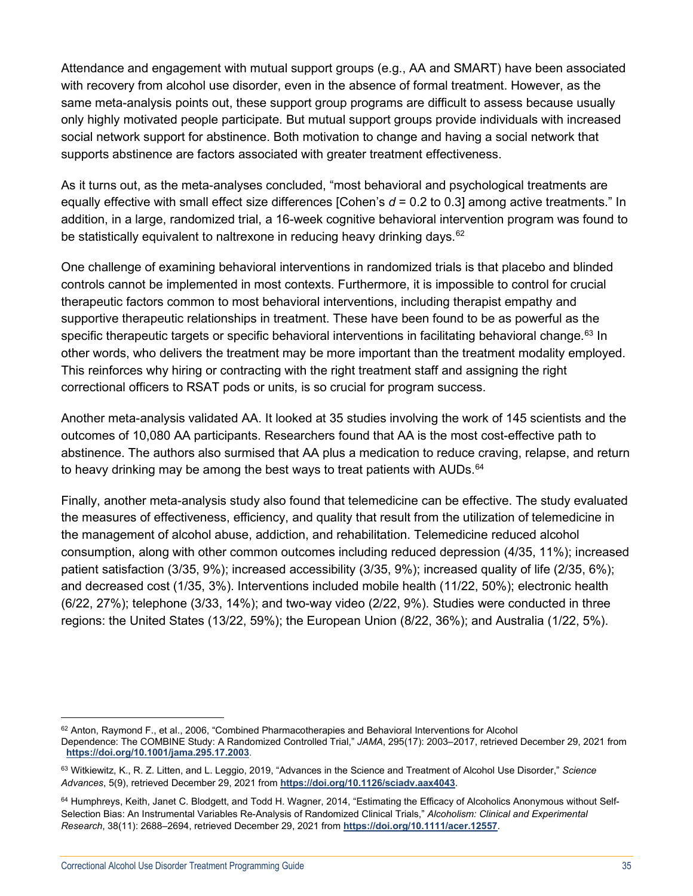Attendance and engagement with mutual support groups (e.g., AA and SMART) have been associated with recovery from alcohol use disorder, even in the absence of formal treatment. However, as the same meta-analysis points out, these support group programs are difficult to assess because usually only highly motivated people participate. But mutual support groups provide individuals with increased social network support for abstinence. Both motivation to change and having a social network that supports abstinence are factors associated with greater treatment effectiveness.

As it turns out, as the meta-analyses concluded, "most behavioral and psychological treatments are equally effective with small effect size differences [Cohen's $d$ = 0.2 to 0.3] among active treatments." In addition, in a large, randomized trial, a 16-week cognitive behavioral intervention program was found to be statistically equivalent to naltrexone in reducing heavy drinking days.[62]

One challenge of examining behavioral interventions in randomized trials is that placebo and blinded controls cannot be implemented in most contexts. Furthermore, it is impossible to control for crucial therapeutic factors common to most behavioral interventions, including therapist empathy and supportive therapeutic relationships in treatment. These have been found to be as powerful as the specific therapeutic targets or specific behavioral interventions in facilitating behavioral change.[63] In other words, who delivers the treatment may be more important than the treatment modality employed. This reinforces why hiring or contracting with the right treatment staff and assigning the right correctional officers to RSAT pods or units, is so crucial for program success.

Another meta-analysis validated AA. It looked at 35 studies involving the work of 145 scientists and the outcomes of 10,080 AA participants. Researchers found that AA is the most cost-effective path to abstinence. The authors also surmised that AA plus a medication to reduce craving, relapse, and return to heavy drinking may be among the best ways to treat patients with AUDs.[64]

Finally, another meta-analysis study also found that telemedicine can be effective. The study evaluated the measures of effectiveness, efficiency, and quality that result from the utilization of telemedicine in the management of alcohol abuse, addiction, and rehabilitation. Telemedicine reduced alcohol consumption, along with other common outcomes including reduced depression (4/35, 11%); increased patient satisfaction (3/35, 9%); increased accessibility (3/35, 9%); increased quality of life (2/35, 6%); and decreased cost (1/35, 3%). Interventions included mobile health (11/22, 50%); electronic health (6/22, 27%); telephone (3/33, 14%); and two-way video (2/22, 9%). Studies were conducted in three regions: the United States (13/22, 59%); the European Union (8/22, 36%); and Australia (1/22, 5%).

---

[62] Anton, Raymond F., et al., 2006, "Combined Pharmacotherapies and Behavioral Interventions for Alcohol Dependence: The COMBINE Study: A Randomized Controlled Trial," *JAMA*, 295(17): 2003–2017, retrieved December 29, 2021 from **https://doi.org/10.1001/jama.295.17.2003**.

[63] Witkiewitz, K., R. Z. Litten, and L. Leggio, 2019, "Advances in the Science and Treatment of Alcohol Use Disorder," *Science Advances*, 5(9), retrieved December 29, 2021 from **https://doi.org/10.1126/sciadv.aax4043**.

[64] Humphreys, Keith, Janet C. Blodgett, and Todd H. Wagner, 2014, "Estimating the Efficacy of Alcoholics Anonymous without Self-Selection Bias: An Instrumental Variables Re-Analysis of Randomized Clinical Trials," *Alcoholism: Clinical and Experimental Research*, 38(11): 2688–2694, retrieved December 29, 2021 from **https://doi.org/10.1111/acer.12557**.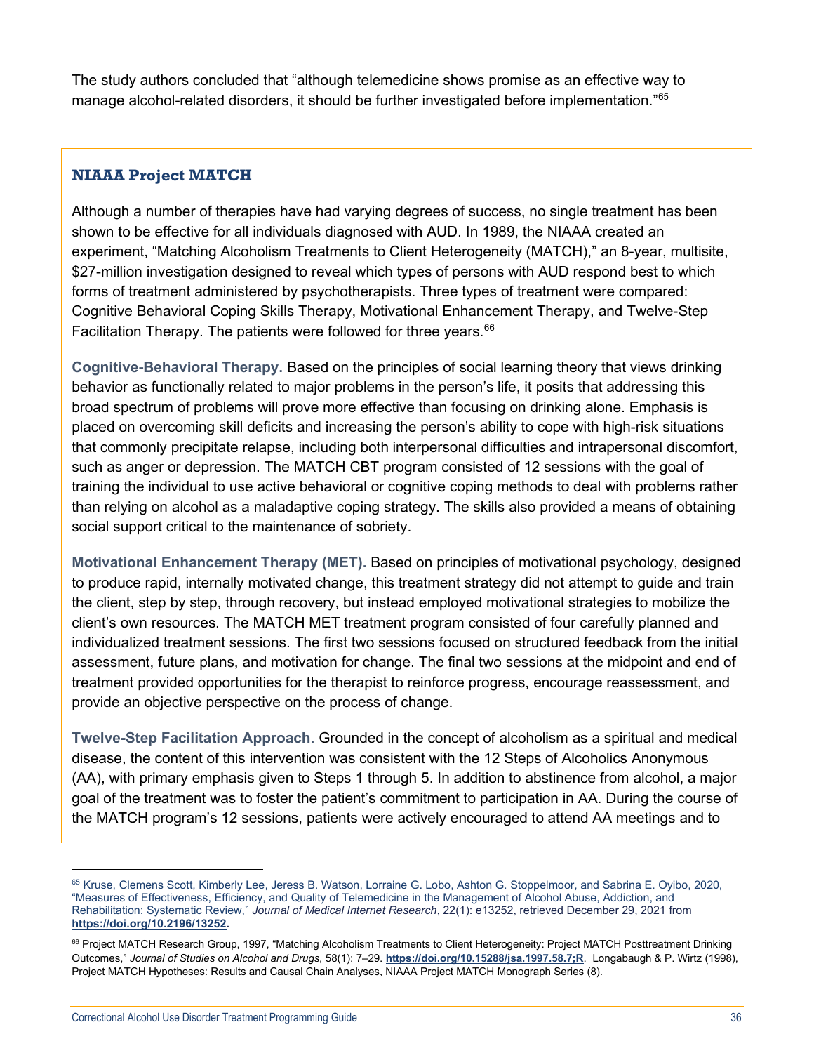The study authors concluded that "although telemedicine shows promise as an effective way to manage alcohol-related disorders, it should be further investigated before implementation."[65]

### NIAAA Project MATCH

Although a number of therapies have had varying degrees of success, no single treatment has been shown to be effective for all individuals diagnosed with AUD. In 1989, the NIAAA created an experiment, "Matching Alcoholism Treatments to Client Heterogeneity (MATCH)," an 8-year, multisite, $27-million investigation designed to reveal which types of persons with AUD respond best to which forms of treatment administered by psychotherapists. Three types of treatment were compared: Cognitive Behavioral Coping Skills Therapy, Motivational Enhancement Therapy, and Twelve-Step Facilitation Therapy. The patients were followed for three years.[66]

**Cognitive-Behavioral Therapy.** Based on the principles of social learning theory that views drinking behavior as functionally related to major problems in the person's life, it posits that addressing this broad spectrum of problems will prove more effective than focusing on drinking alone. Emphasis is placed on overcoming skill deficits and increasing the person's ability to cope with high-risk situations that commonly precipitate relapse, including both interpersonal difficulties and intrapersonal discomfort, such as anger or depression. The MATCH CBT program consisted of 12 sessions with the goal of training the individual to use active behavioral or cognitive coping methods to deal with problems rather than relying on alcohol as a maladaptive coping strategy. The skills also provided a means of obtaining social support critical to the maintenance of sobriety.

**Motivational Enhancement Therapy (MET).** Based on principles of motivational psychology, designed to produce rapid, internally motivated change, this treatment strategy did not attempt to guide and train the client, step by step, through recovery, but instead employed motivational strategies to mobilize the client's own resources. The MATCH MET treatment program consisted of four carefully planned and individualized treatment sessions. The first two sessions focused on structured feedback from the initial assessment, future plans, and motivation for change. The final two sessions at the midpoint and end of treatment provided opportunities for the therapist to reinforce progress, encourage reassessment, and provide an objective perspective on the process of change.

**Twelve-Step Facilitation Approach.** Grounded in the concept of alcoholism as a spiritual and medical disease, the content of this intervention was consistent with the 12 Steps of Alcoholics Anonymous (AA), with primary emphasis given to Steps 1 through 5. In addition to abstinence from alcohol, a major goal of the treatment was to foster the patient's commitment to participation in AA. During the course of the MATCH program's 12 sessions, patients were actively encouraged to attend AA meetings and to

---

[65] Kruse, Clemens Scott, Kimberly Lee, Jeress B. Watson, Lorraine G. Lobo, Ashton G. Stoppelmoor, and Sabrina E. Oyibo, 2020, "Measures of Effectiveness, Efficiency, and Quality of Telemedicine in the Management of Alcohol Abuse, Addiction, and Rehabilitation: Systematic Review," *Journal of Medical Internet Research*, 22(1): e13252, retrieved December 29, 2021 from **https://doi.org/10.2196/13252**.

[66] Project MATCH Research Group, 1997, "Matching Alcoholism Treatments to Client Heterogeneity: Project MATCH Posttreatment Drinking Outcomes," *Journal of Studies on Alcohol and Drugs*, 58(1): 7–29. **https://doi.org/10.15288/jsa.1997.58.7;R**. Longabaugh & P. Wirtz (1998), Project MATCH Hypotheses: Results and Causal Chain Analyses, NIAAA Project MATCH Monograph Series (8).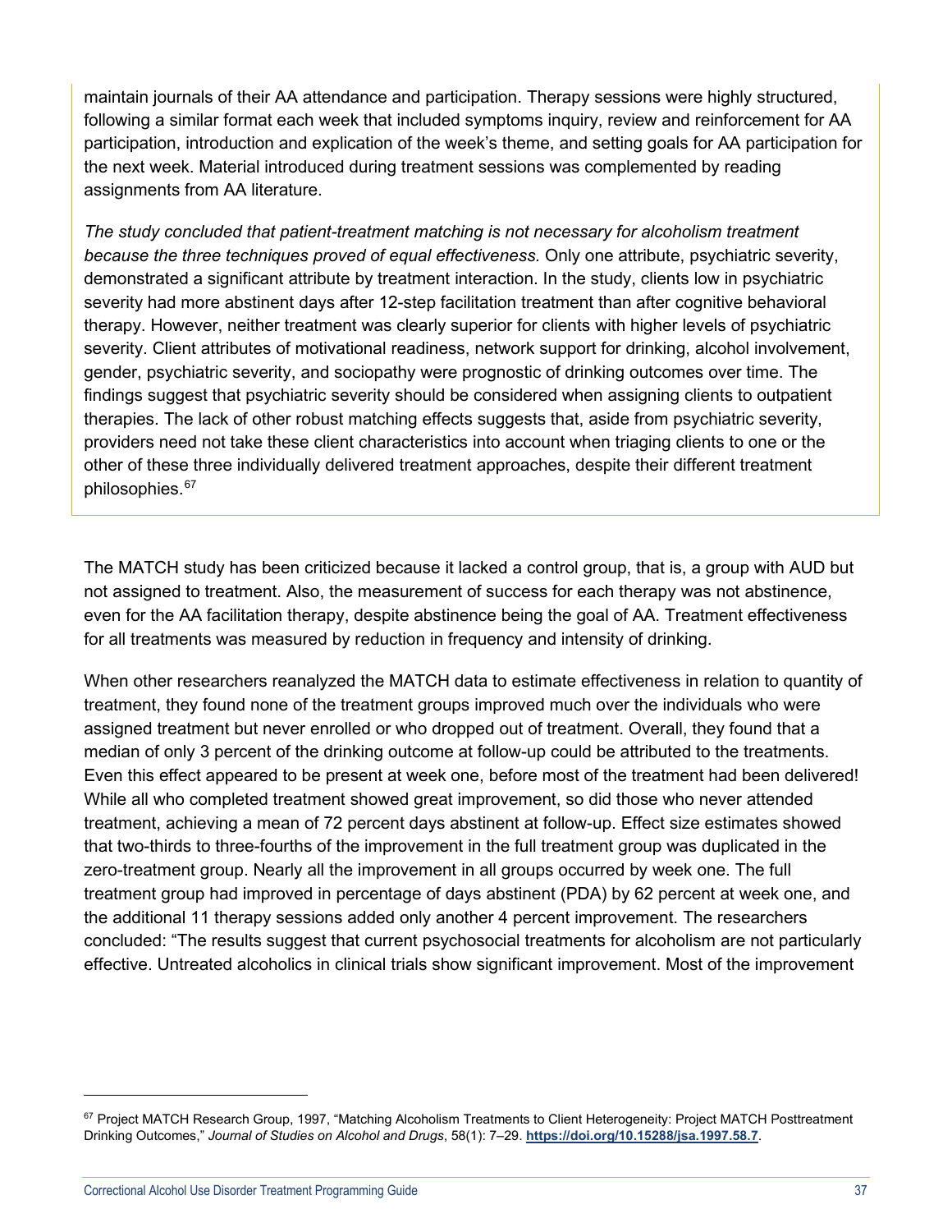maintain journals of their AA attendance and participation. Therapy sessions were highly structured, following a similar format each week that included symptoms inquiry, review and reinforcement for AA participation, introduction and explication of the week's theme, and setting goals for AA participation for the next week. Material introduced during treatment sessions was complemented by reading assignments from AA literature.

*The study concluded that patient-treatment matching is not necessary for alcoholism treatment because the three techniques proved of equal effectiveness.* Only one attribute, psychiatric severity, demonstrated a significant attribute by treatment interaction. In the study, clients low in psychiatric severity had more abstinent days after 12-step facilitation treatment than after cognitive behavioral therapy. However, neither treatment was clearly superior for clients with higher levels of psychiatric severity. Client attributes of motivational readiness, network support for drinking, alcohol involvement, gender, psychiatric severity, and sociopathy were prognostic of drinking outcomes over time. The findings suggest that psychiatric severity should be considered when assigning clients to outpatient therapies. The lack of other robust matching effects suggests that, aside from psychiatric severity, providers need not take these client characteristics into account when triaging clients to one or the other of these three individually delivered treatment approaches, despite their different treatment philosophies.[67]

The MATCH study has been criticized because it lacked a control group, that is, a group with AUD but not assigned to treatment. Also, the measurement of success for each therapy was not abstinence, even for the AA facilitation therapy, despite abstinence being the goal of AA. Treatment effectiveness for all treatments was measured by reduction in frequency and intensity of drinking.

When other researchers reanalyzed the MATCH data to estimate effectiveness in relation to quantity of treatment, they found none of the treatment groups improved much over the individuals who were assigned treatment but never enrolled or who dropped out of treatment. Overall, they found that a median of only 3 percent of the drinking outcome at follow-up could be attributed to the treatments. Even this effect appeared to be present at week one, before most of the treatment had been delivered! While all who completed treatment showed great improvement, so did those who never attended treatment, achieving a mean of 72 percent days abstinent at follow-up. Effect size estimates showed that two-thirds to three-fourths of the improvement in the full treatment group was duplicated in the zero-treatment group. Nearly all the improvement in all groups occurred by week one. The full treatment group had improved in percentage of days abstinent (PDA) by 62 percent at week one, and the additional 11 therapy sessions added only another 4 percent improvement. The researchers concluded: "The results suggest that current psychosocial treatments for alcoholism are not particularly effective. Untreated alcoholics in clinical trials show significant improvement. Most of the improvement

[67] Project MATCH Research Group, 1997, "Matching Alcoholism Treatments to Client Heterogeneity: Project MATCH Posttreatment Drinking Outcomes," *Journal of Studies on Alcohol and Drugs*, 58(1): 7–29. **https://doi.org/10.15288/jsa.1997.58.7**.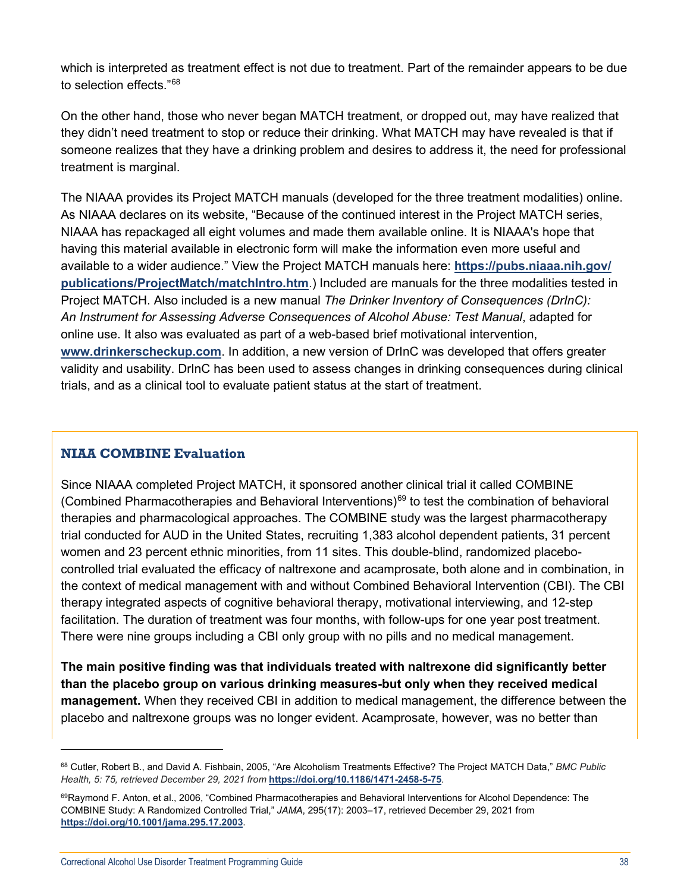which is interpreted as treatment effect is not due to treatment. Part of the remainder appears to be due to selection effects."[68]

On the other hand, those who never began MATCH treatment, or dropped out, may have realized that they didn't need treatment to stop or reduce their drinking. What MATCH may have revealed is that if someone realizes that they have a drinking problem and desires to address it, the need for professional treatment is marginal.

The NIAAA provides its Project MATCH manuals (developed for the three treatment modalities) online. As NIAAA declares on its website, "Because of the continued interest in the Project MATCH series, NIAAA has repackaged all eight volumes and made them available online. It is NIAAA's hope that having this material available in electronic form will make the information even more useful and available to a wider audience." View the Project MATCH manuals here: **https://pubs.niaaa.nih.gov/publications/ProjectMatch/matchIntro.htm**.) Included are manuals for the three modalities tested in Project MATCH. Also included is a new manual *The Drinker Inventory of Consequences (DrInC): An Instrument for Assessing Adverse Consequences of Alcohol Abuse: Test Manual*, adapted for online use. It also was evaluated as part of a web-based brief motivational intervention, **www.drinkerscheckup.com**. In addition, a new version of DrInC was developed that offers greater validity and usability. DrInC has been used to assess changes in drinking consequences during clinical trials, and as a clinical tool to evaluate patient status at the start of treatment.

### NIAA COMBINE Evaluation

Since NIAAA completed Project MATCH, it sponsored another clinical trial it called COMBINE (Combined Pharmacotherapies and Behavioral Interventions)[69] to test the combination of behavioral therapies and pharmacological approaches. The COMBINE study was the largest pharmacotherapy trial conducted for AUD in the United States, recruiting 1,383 alcohol dependent patients, 31 percent women and 23 percent ethnic minorities, from 11 sites. This double-blind, randomized placebo-controlled trial evaluated the efficacy of naltrexone and acamprosate, both alone and in combination, in the context of medical management with and without Combined Behavioral Intervention (CBI). The CBI therapy integrated aspects of cognitive behavioral therapy, motivational interviewing, and 12-step facilitation. The duration of treatment was four months, with follow-ups for one year post treatment. There were nine groups including a CBI only group with no pills and no medical management.

**The main positive finding was that individuals treated with naltrexone did significantly better than the placebo group on various drinking measures-but only when they received medical management.** When they received CBI in addition to medical management, the difference between the placebo and naltrexone groups was no longer evident. Acamprosate, however, was no better than

---

[68] Cutler, Robert B., and David A. Fishbain, 2005, "Are Alcoholism Treatments Effective? The Project MATCH Data," *BMC Public Health, 5: 75, retrieved December 29, 2021 from* **https://doi.org/10.1186/1471-2458-5-75**.

[69] Raymond F. Anton, et al., 2006, "Combined Pharmacotherapies and Behavioral Interventions for Alcohol Dependence: The COMBINE Study: A Randomized Controlled Trial," *JAMA*, 295(17): 2003–17, retrieved December 29, 2021 from **https://doi.org/10.1001/jama.295.17.2003**.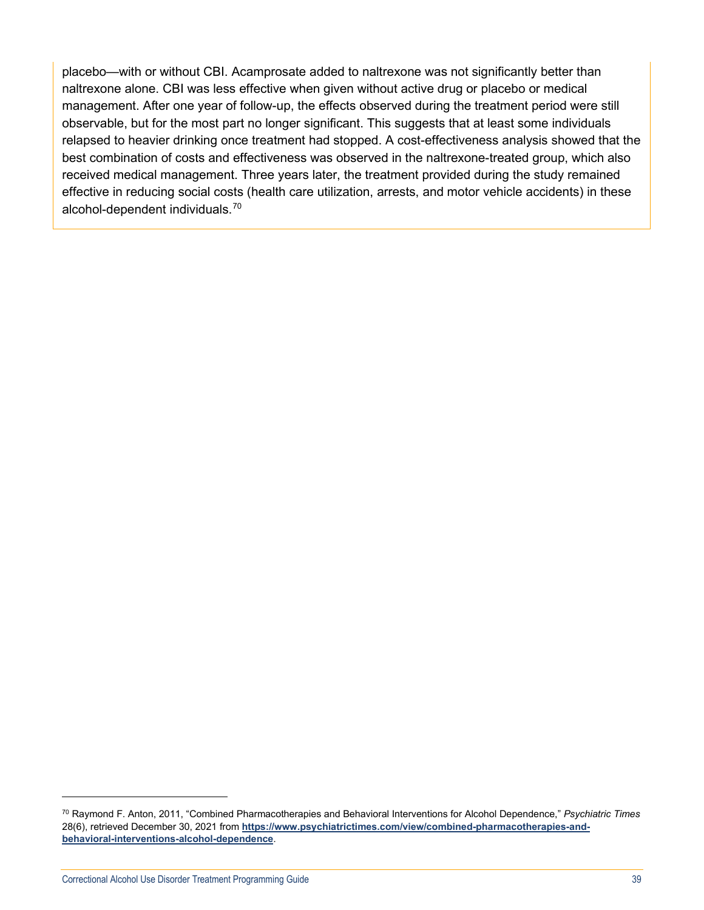placebo—with or without CBI. Acamprosate added to naltrexone was not significantly better than naltrexone alone. CBI was less effective when given without active drug or placebo or medical management. After one year of follow-up, the effects observed during the treatment period were still observable, but for the most part no longer significant. This suggests that at least some individuals relapsed to heavier drinking once treatment had stopped. A cost-effectiveness analysis showed that the best combination of costs and effectiveness was observed in the naltrexone-treated group, which also received medical management. Three years later, the treatment provided during the study remained effective in reducing social costs (health care utilization, arrests, and motor vehicle accidents) in these alcohol-dependent individuals.[70]

---

[70] Raymond F. Anton, 2011, "Combined Pharmacotherapies and Behavioral Interventions for Alcohol Dependence," *Psychiatric Times* 28(6), retrieved December 30, 2021 from **https://www.psychiatrictimes.com/view/combined-pharmacotherapies-and-behavioral-interventions-alcohol-dependence**.